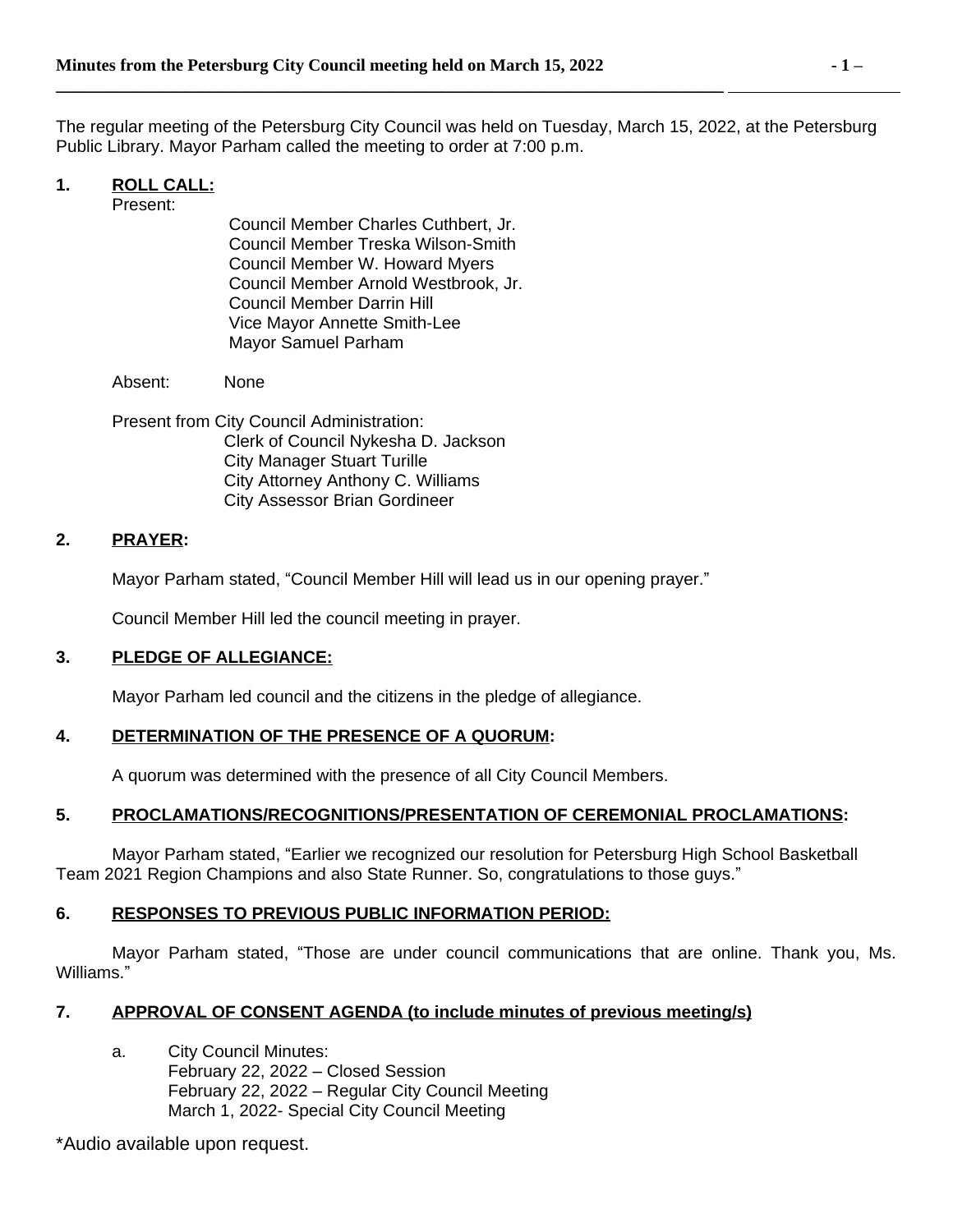The regular meeting of the Petersburg City Council was held on Tuesday, March 15, 2022, at the Petersburg Public Library. Mayor Parham called the meeting to order at 7:00 p.m.

**1. ROLL CALL:**

Present:

Council Member Charles Cuthbert, Jr.
Council Member Treska Wilson-Smith
Council Member W. Howard Myers
Council Member Arnold Westbrook, Jr.
Council Member Darrin Hill
Vice Mayor Annette Smith-Lee
Mayor Samuel Parham

Absent: None

Present from City Council Administration:

Clerk of Council Nykesha D. Jackson
City Manager Stuart Turille
City Attorney Anthony C. Williams
City Assessor Brian Gordineer

**2. PRAYER:**

Mayor Parham stated, "Council Member Hill will lead us in our opening prayer."

Council Member Hill led the council meeting in prayer.

**3. PLEDGE OF ALLEGIANCE:**

Mayor Parham led council and the citizens in the pledge of allegiance.

**4. DETERMINATION OF THE PRESENCE OF A QUORUM:**

A quorum was determined with the presence of all City Council Members.

**5. PROCLAMATIONS/RECOGNITIONS/PRESENTATION OF CEREMONIAL PROCLAMATIONS:**

Mayor Parham stated, "Earlier we recognized our resolution for Petersburg High School Basketball Team 2021 Region Champions and also State Runner. So, congratulations to those guys."

**6. RESPONSES TO PREVIOUS PUBLIC INFORMATION PERIOD:**

Mayor Parham stated, "Those are under council communications that are online. Thank you, Ms. Williams."

**7. APPROVAL OF CONSENT AGENDA (to include minutes of previous meeting/s)**

a. City Council Minutes:
February 22, 2022 – Closed Session
February 22, 2022 – Regular City Council Meeting
March 1, 2022- Special City Council Meeting

*Audio available upon request.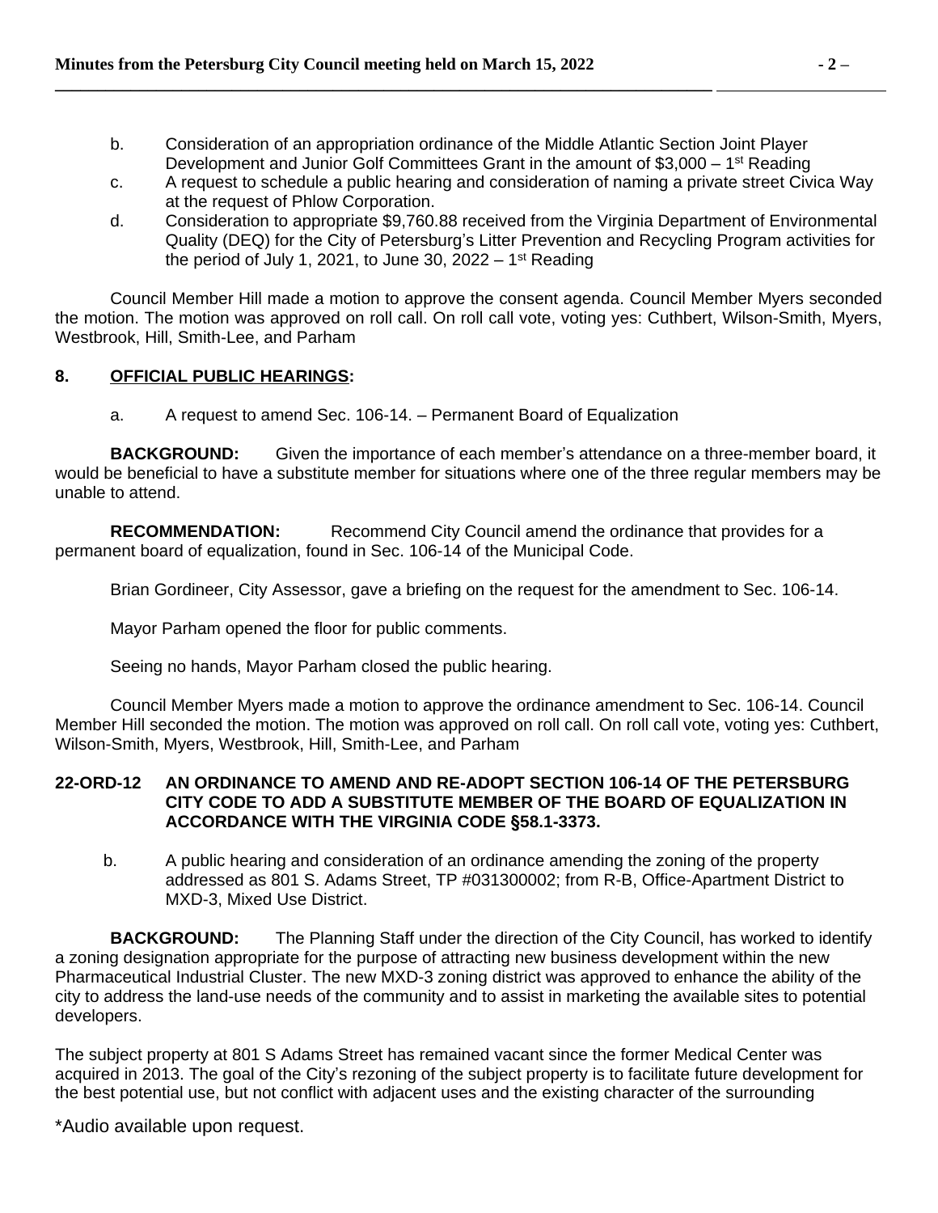b. Consideration of an appropriation ordinance of the Middle Atlantic Section Joint Player Development and Junior Golf Committees Grant in the amount of $3,000 – 1st Reading

c. A request to schedule a public hearing and consideration of naming a private street Civica Way at the request of Phlow Corporation.

d. Consideration to appropriate $9,760.88 received from the Virginia Department of Environmental Quality (DEQ) for the City of Petersburg's Litter Prevention and Recycling Program activities for the period of July 1, 2021, to June 30, 2022 – 1st Reading

Council Member Hill made a motion to approve the consent agenda. Council Member Myers seconded the motion. The motion was approved on roll call. On roll call vote, voting yes: Cuthbert, Wilson-Smith, Myers, Westbrook, Hill, Smith-Lee, and Parham

## 8. OFFICIAL PUBLIC HEARINGS:

a. A request to amend Sec. 106-14. – Permanent Board of Equalization

**BACKGROUND:** Given the importance of each member's attendance on a three-member board, it would be beneficial to have a substitute member for situations where one of the three regular members may be unable to attend.

**RECOMMENDATION:** Recommend City Council amend the ordinance that provides for a permanent board of equalization, found in Sec. 106-14 of the Municipal Code.

Brian Gordineer, City Assessor, gave a briefing on the request for the amendment to Sec. 106-14.

Mayor Parham opened the floor for public comments.

Seeing no hands, Mayor Parham closed the public hearing.

Council Member Myers made a motion to approve the ordinance amendment to Sec. 106-14. Council Member Hill seconded the motion. The motion was approved on roll call. On roll call vote, voting yes: Cuthbert, Wilson-Smith, Myers, Westbrook, Hill, Smith-Lee, and Parham

**22-ORD-12 AN ORDINANCE TO AMEND AND RE-ADOPT SECTION 106-14 OF THE PETERSBURG CITY CODE TO ADD A SUBSTITUTE MEMBER OF THE BOARD OF EQUALIZATION IN ACCORDANCE WITH THE VIRGINIA CODE §58.1-3373.**

b. A public hearing and consideration of an ordinance amending the zoning of the property addressed as 801 S. Adams Street, TP #031300002; from R-B, Office-Apartment District to MXD-3, Mixed Use District.

**BACKGROUND:** The Planning Staff under the direction of the City Council, has worked to identify a zoning designation appropriate for the purpose of attracting new business development within the new Pharmaceutical Industrial Cluster. The new MXD-3 zoning district was approved to enhance the ability of the city to address the land-use needs of the community and to assist in marketing the available sites to potential developers.

The subject property at 801 S Adams Street has remained vacant since the former Medical Center was acquired in 2013. The goal of the City's rezoning of the subject property is to facilitate future development for the best potential use, but not conflict with adjacent uses and the existing character of the surrounding

\*Audio available upon request.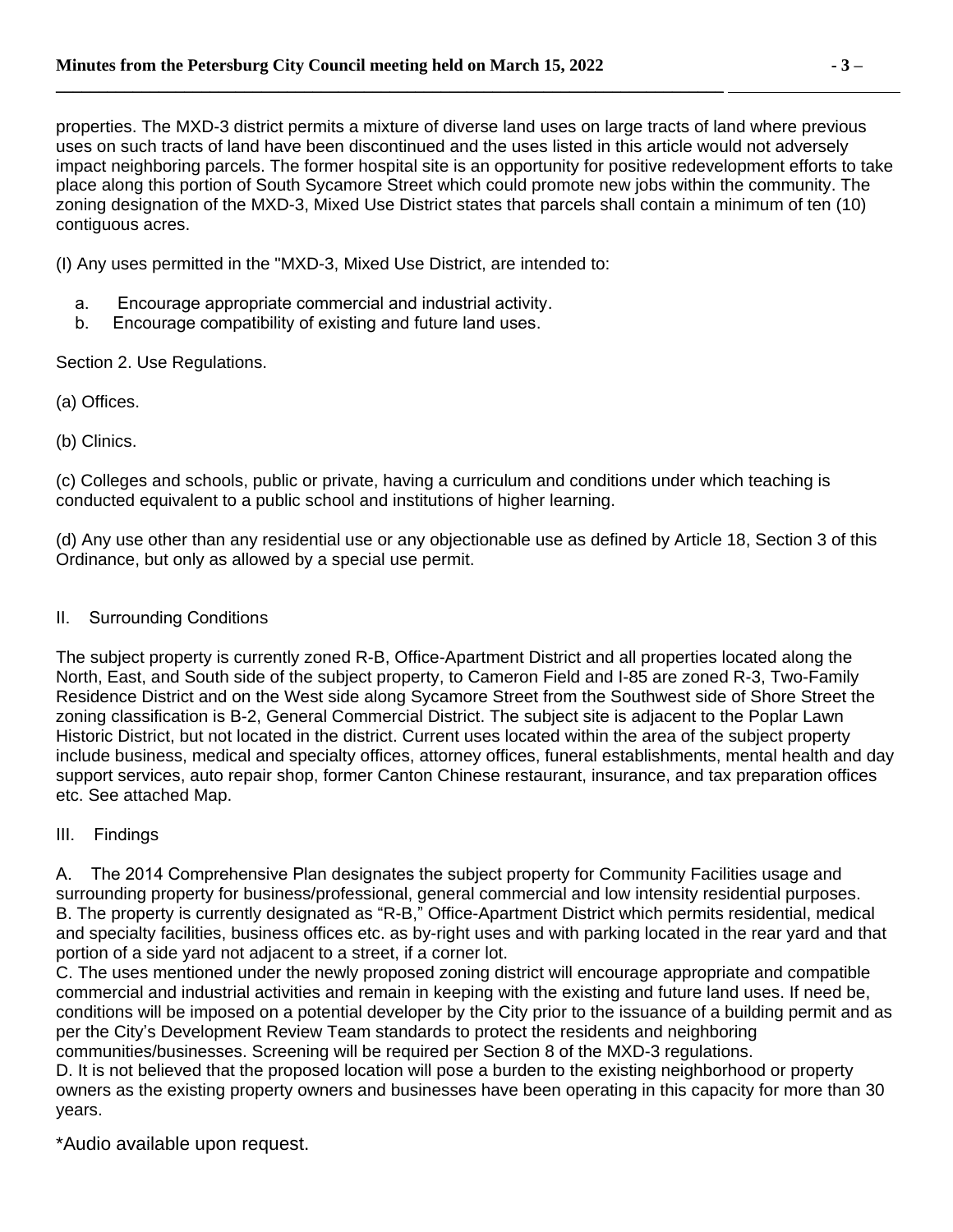properties. The MXD-3 district permits a mixture of diverse land uses on large tracts of land where previous uses on such tracts of land have been discontinued and the uses listed in this article would not adversely impact neighboring parcels. The former hospital site is an opportunity for positive redevelopment efforts to take place along this portion of South Sycamore Street which could promote new jobs within the community. The zoning designation of the MXD-3, Mixed Use District states that parcels shall contain a minimum of ten (10) contiguous acres.

(l) Any uses permitted in the "MXD-3, Mixed Use District, are intended to:

a. Encourage appropriate commercial and industrial activity.
b. Encourage compatibility of existing and future land uses.

Section 2. Use Regulations.

(a) Offices.

(b) Clinics.

(c) Colleges and schools, public or private, having a curriculum and conditions under which teaching is conducted equivalent to a public school and institutions of higher learning.

(d) Any use other than any residential use or any objectionable use as defined by Article 18, Section 3 of this Ordinance, but only as allowed by a special use permit.

II. Surrounding Conditions

The subject property is currently zoned R-B, Office-Apartment District and all properties located along the North, East, and South side of the subject property, to Cameron Field and I-85 are zoned R-3, Two-Family Residence District and on the West side along Sycamore Street from the Southwest side of Shore Street the zoning classification is B-2, General Commercial District. The subject site is adjacent to the Poplar Lawn Historic District, but not located in the district. Current uses located within the area of the subject property include business, medical and specialty offices, attorney offices, funeral establishments, mental health and day support services, auto repair shop, former Canton Chinese restaurant, insurance, and tax preparation offices etc. See attached Map.

III. Findings

A. The 2014 Comprehensive Plan designates the subject property for Community Facilities usage and surrounding property for business/professional, general commercial and low intensity residential purposes.
B. The property is currently designated as "R-B," Office-Apartment District which permits residential, medical and specialty facilities, business offices etc. as by-right uses and with parking located in the rear yard and that portion of a side yard not adjacent to a street, if a corner lot.
C. The uses mentioned under the newly proposed zoning district will encourage appropriate and compatible commercial and industrial activities and remain in keeping with the existing and future land uses. If need be, conditions will be imposed on a potential developer by the City prior to the issuance of a building permit and as per the City's Development Review Team standards to protect the residents and neighboring communities/businesses. Screening will be required per Section 8 of the MXD-3 regulations.
D. It is not believed that the proposed location will pose a burden to the existing neighborhood or property owners as the existing property owners and businesses have been operating in this capacity for more than 30 years.

*Audio available upon request.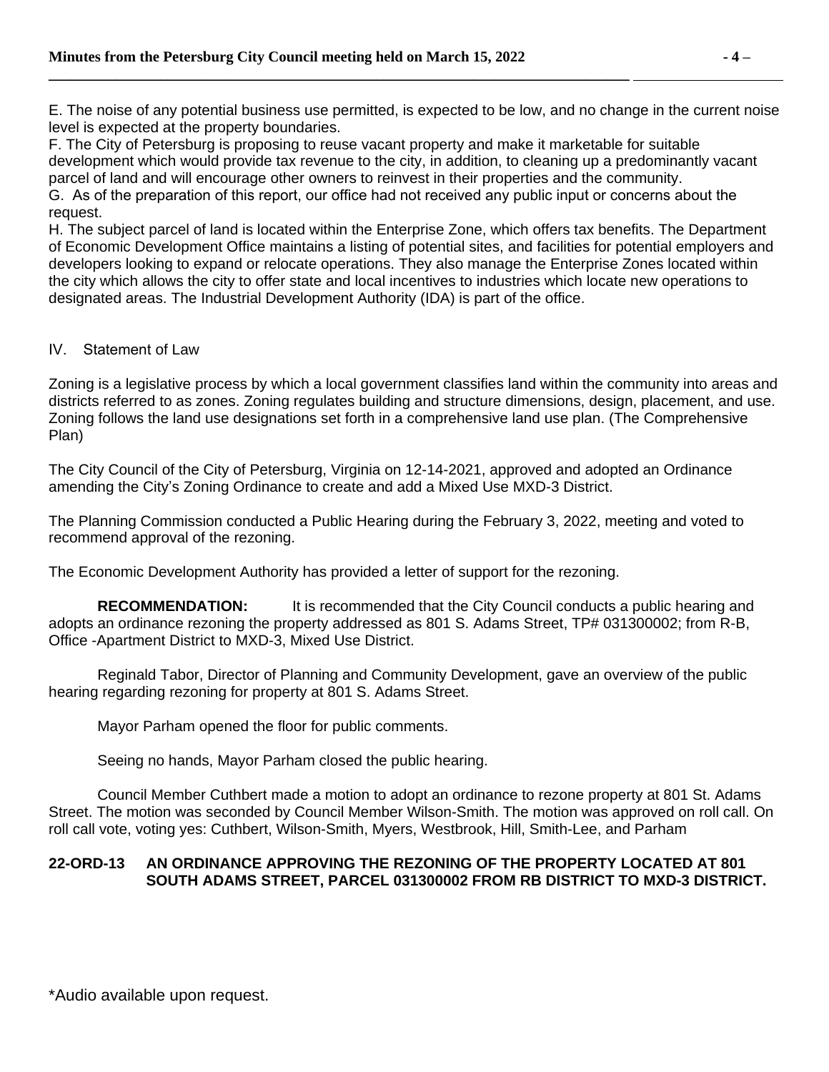E. The noise of any potential business use permitted, is expected to be low, and no change in the current noise level is expected at the property boundaries.
F. The City of Petersburg is proposing to reuse vacant property and make it marketable for suitable development which would provide tax revenue to the city, in addition, to cleaning up a predominantly vacant parcel of land and will encourage other owners to reinvest in their properties and the community.
G. As of the preparation of this report, our office had not received any public input or concerns about the request.
H. The subject parcel of land is located within the Enterprise Zone, which offers tax benefits. The Department of Economic Development Office maintains a listing of potential sites, and facilities for potential employers and developers looking to expand or relocate operations. They also manage the Enterprise Zones located within the city which allows the city to offer state and local incentives to industries which locate new operations to designated areas. The Industrial Development Authority (IDA) is part of the office.

IV. Statement of Law

Zoning is a legislative process by which a local government classifies land within the community into areas and districts referred to as zones. Zoning regulates building and structure dimensions, design, placement, and use. Zoning follows the land use designations set forth in a comprehensive land use plan. (The Comprehensive Plan)

The City Council of the City of Petersburg, Virginia on 12-14-2021, approved and adopted an Ordinance amending the City's Zoning Ordinance to create and add a Mixed Use MXD-3 District.

The Planning Commission conducted a Public Hearing during the February 3, 2022, meeting and voted to recommend approval of the rezoning.

The Economic Development Authority has provided a letter of support for the rezoning.

**RECOMMENDATION:** It is recommended that the City Council conducts a public hearing and adopts an ordinance rezoning the property addressed as 801 S. Adams Street, TP# 031300002; from R-B, Office -Apartment District to MXD-3, Mixed Use District.

Reginald Tabor, Director of Planning and Community Development, gave an overview of the public hearing regarding rezoning for property at 801 S. Adams Street.

Mayor Parham opened the floor for public comments.

Seeing no hands, Mayor Parham closed the public hearing.

Council Member Cuthbert made a motion to adopt an ordinance to rezone property at 801 St. Adams Street. The motion was seconded by Council Member Wilson-Smith. The motion was approved on roll call. On roll call vote, voting yes: Cuthbert, Wilson-Smith, Myers, Westbrook, Hill, Smith-Lee, and Parham

**22-ORD-13 AN ORDINANCE APPROVING THE REZONING OF THE PROPERTY LOCATED AT 801 SOUTH ADAMS STREET, PARCEL 031300002 FROM RB DISTRICT TO MXD-3 DISTRICT.**

\*Audio available upon request.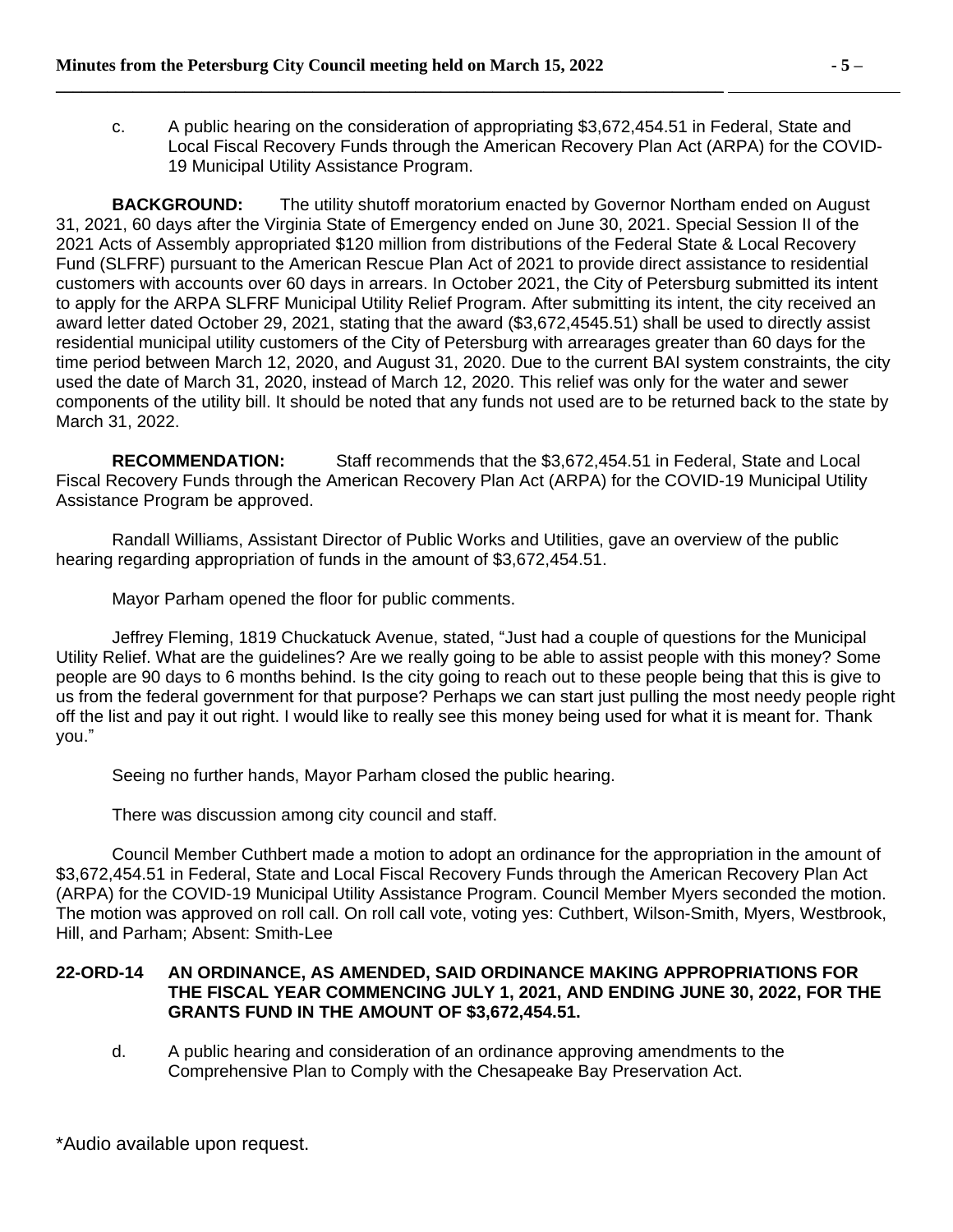c. A public hearing on the consideration of appropriating $3,672,454.51 in Federal, State and Local Fiscal Recovery Funds through the American Recovery Plan Act (ARPA) for the COVID-19 Municipal Utility Assistance Program.

**BACKGROUND:** The utility shutoff moratorium enacted by Governor Northam ended on August 31, 2021, 60 days after the Virginia State of Emergency ended on June 30, 2021. Special Session II of the 2021 Acts of Assembly appropriated $120 million from distributions of the Federal State & Local Recovery Fund (SLFRF) pursuant to the American Rescue Plan Act of 2021 to provide direct assistance to residential customers with accounts over 60 days in arrears. In October 2021, the City of Petersburg submitted its intent to apply for the ARPA SLFRF Municipal Utility Relief Program. After submitting its intent, the city received an award letter dated October 29, 2021, stating that the award ($3,672,4545.51) shall be used to directly assist residential municipal utility customers of the City of Petersburg with arrearages greater than 60 days for the time period between March 12, 2020, and August 31, 2020. Due to the current BAI system constraints, the city used the date of March 31, 2020, instead of March 12, 2020. This relief was only for the water and sewer components of the utility bill. It should be noted that any funds not used are to be returned back to the state by March 31, 2022.

**RECOMMENDATION:** Staff recommends that the $3,672,454.51 in Federal, State and Local Fiscal Recovery Funds through the American Recovery Plan Act (ARPA) for the COVID-19 Municipal Utility Assistance Program be approved.

Randall Williams, Assistant Director of Public Works and Utilities, gave an overview of the public hearing regarding appropriation of funds in the amount of $3,672,454.51.

Mayor Parham opened the floor for public comments.

Jeffrey Fleming, 1819 Chuckatuck Avenue, stated, "Just had a couple of questions for the Municipal Utility Relief. What are the guidelines? Are we really going to be able to assist people with this money? Some people are 90 days to 6 months behind. Is the city going to reach out to these people being that this is give to us from the federal government for that purpose? Perhaps we can start just pulling the most needy people right off the list and pay it out right. I would like to really see this money being used for what it is meant for. Thank you."

Seeing no further hands, Mayor Parham closed the public hearing.

There was discussion among city council and staff.

Council Member Cuthbert made a motion to adopt an ordinance for the appropriation in the amount of $3,672,454.51 in Federal, State and Local Fiscal Recovery Funds through the American Recovery Plan Act (ARPA) for the COVID-19 Municipal Utility Assistance Program. Council Member Myers seconded the motion. The motion was approved on roll call. On roll call vote, voting yes: Cuthbert, Wilson-Smith, Myers, Westbrook, Hill, and Parham; Absent: Smith-Lee

**22-ORD-14 AN ORDINANCE, AS AMENDED, SAID ORDINANCE MAKING APPROPRIATIONS FOR THE FISCAL YEAR COMMENCING JULY 1, 2021, AND ENDING JUNE 30, 2022, FOR THE GRANTS FUND IN THE AMOUNT OF $3,672,454.51.**

d. A public hearing and consideration of an ordinance approving amendments to the Comprehensive Plan to Comply with the Chesapeake Bay Preservation Act.

*Audio available upon request.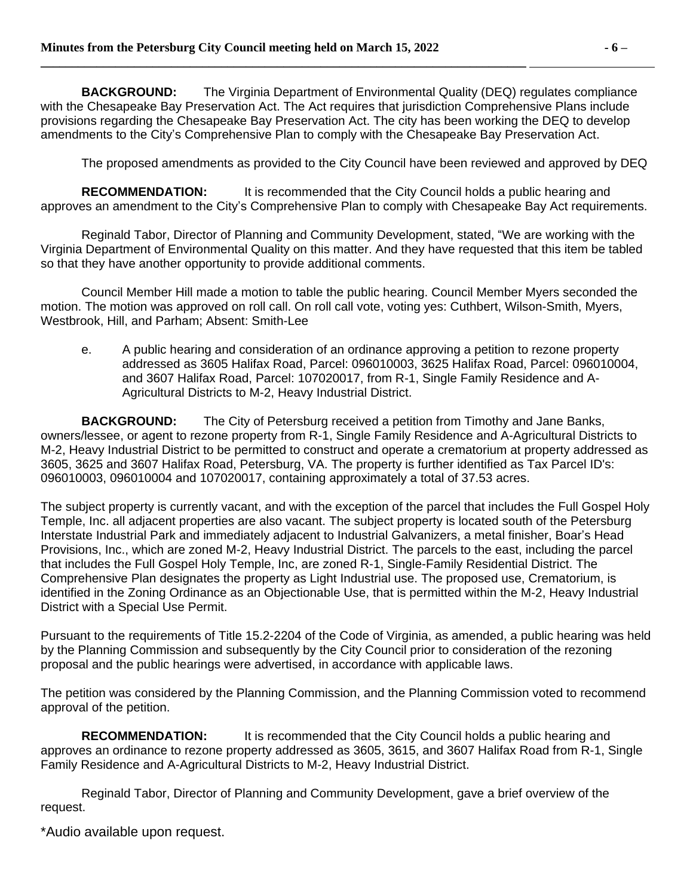**BACKGROUND:** The Virginia Department of Environmental Quality (DEQ) regulates compliance with the Chesapeake Bay Preservation Act. The Act requires that jurisdiction Comprehensive Plans include provisions regarding the Chesapeake Bay Preservation Act. The city has been working the DEQ to develop amendments to the City's Comprehensive Plan to comply with the Chesapeake Bay Preservation Act.

The proposed amendments as provided to the City Council have been reviewed and approved by DEQ

**RECOMMENDATION:** It is recommended that the City Council holds a public hearing and approves an amendment to the City's Comprehensive Plan to comply with Chesapeake Bay Act requirements.

Reginald Tabor, Director of Planning and Community Development, stated, "We are working with the Virginia Department of Environmental Quality on this matter. And they have requested that this item be tabled so that they have another opportunity to provide additional comments.

Council Member Hill made a motion to table the public hearing. Council Member Myers seconded the motion. The motion was approved on roll call. On roll call vote, voting yes: Cuthbert, Wilson-Smith, Myers, Westbrook, Hill, and Parham; Absent: Smith-Lee

e. A public hearing and consideration of an ordinance approving a petition to rezone property addressed as 3605 Halifax Road, Parcel: 096010003, 3625 Halifax Road, Parcel: 096010004, and 3607 Halifax Road, Parcel: 107020017, from R-1, Single Family Residence and A-Agricultural Districts to M-2, Heavy Industrial District.

**BACKGROUND:** The City of Petersburg received a petition from Timothy and Jane Banks, owners/lessee, or agent to rezone property from R-1, Single Family Residence and A-Agricultural Districts to M-2, Heavy Industrial District to be permitted to construct and operate a crematorium at property addressed as 3605, 3625 and 3607 Halifax Road, Petersburg, VA. The property is further identified as Tax Parcel ID's: 096010003, 096010004 and 107020017, containing approximately a total of 37.53 acres.

The subject property is currently vacant, and with the exception of the parcel that includes the Full Gospel Holy Temple, Inc. all adjacent properties are also vacant. The subject property is located south of the Petersburg Interstate Industrial Park and immediately adjacent to Industrial Galvanizers, a metal finisher, Boar's Head Provisions, Inc., which are zoned M-2, Heavy Industrial District. The parcels to the east, including the parcel that includes the Full Gospel Holy Temple, Inc, are zoned R-1, Single-Family Residential District. The Comprehensive Plan designates the property as Light Industrial use. The proposed use, Crematorium, is identified in the Zoning Ordinance as an Objectionable Use, that is permitted within the M-2, Heavy Industrial District with a Special Use Permit.

Pursuant to the requirements of Title 15.2-2204 of the Code of Virginia, as amended, a public hearing was held by the Planning Commission and subsequently by the City Council prior to consideration of the rezoning proposal and the public hearings were advertised, in accordance with applicable laws.

The petition was considered by the Planning Commission, and the Planning Commission voted to recommend approval of the petition.

**RECOMMENDATION:** It is recommended that the City Council holds a public hearing and approves an ordinance to rezone property addressed as 3605, 3615, and 3607 Halifax Road from R-1, Single Family Residence and A-Agricultural Districts to M-2, Heavy Industrial District.

Reginald Tabor, Director of Planning and Community Development, gave a brief overview of the request.

*Audio available upon request.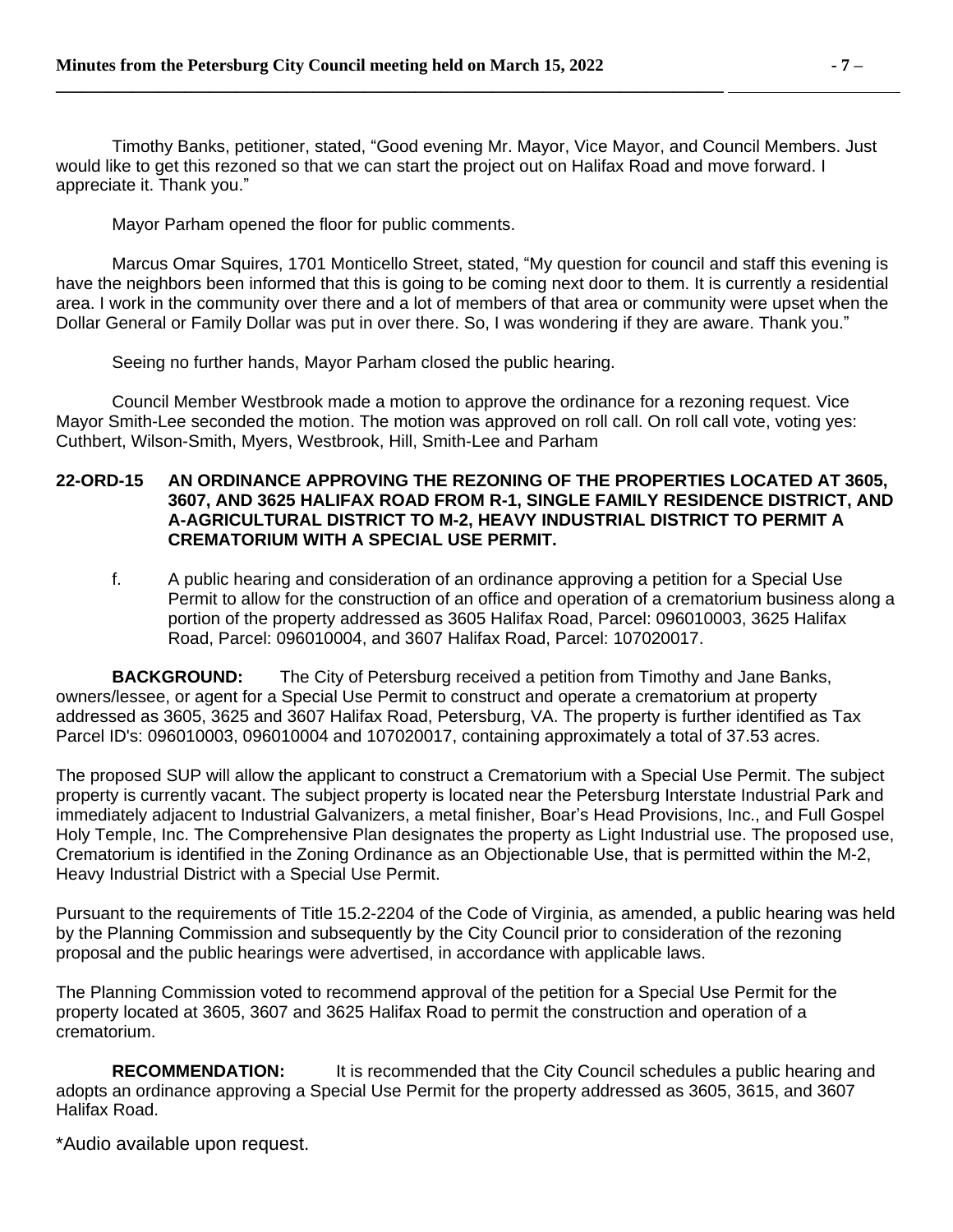Timothy Banks, petitioner, stated, "Good evening Mr. Mayor, Vice Mayor, and Council Members. Just would like to get this rezoned so that we can start the project out on Halifax Road and move forward. I appreciate it. Thank you."

Mayor Parham opened the floor for public comments.

Marcus Omar Squires, 1701 Monticello Street, stated, "My question for council and staff this evening is have the neighbors been informed that this is going to be coming next door to them. It is currently a residential area. I work in the community over there and a lot of members of that area or community were upset when the Dollar General or Family Dollar was put in over there. So, I was wondering if they are aware. Thank you."

Seeing no further hands, Mayor Parham closed the public hearing.

Council Member Westbrook made a motion to approve the ordinance for a rezoning request. Vice Mayor Smith-Lee seconded the motion. The motion was approved on roll call. On roll call vote, voting yes: Cuthbert, Wilson-Smith, Myers, Westbrook, Hill, Smith-Lee and Parham

**22-ORD-15 AN ORDINANCE APPROVING THE REZONING OF THE PROPERTIES LOCATED AT 3605, 3607, AND 3625 HALIFAX ROAD FROM R-1, SINGLE FAMILY RESIDENCE DISTRICT, AND A-AGRICULTURAL DISTRICT TO M-2, HEAVY INDUSTRIAL DISTRICT TO PERMIT A CREMATORIUM WITH A SPECIAL USE PERMIT.**

f. A public hearing and consideration of an ordinance approving a petition for a Special Use Permit to allow for the construction of an office and operation of a crematorium business along a portion of the property addressed as 3605 Halifax Road, Parcel: 096010003, 3625 Halifax Road, Parcel: 096010004, and 3607 Halifax Road, Parcel: 107020017.

**BACKGROUND:** The City of Petersburg received a petition from Timothy and Jane Banks, owners/lessee, or agent for a Special Use Permit to construct and operate a crematorium at property addressed as 3605, 3625 and 3607 Halifax Road, Petersburg, VA. The property is further identified as Tax Parcel ID's: 096010003, 096010004 and 107020017, containing approximately a total of 37.53 acres.

The proposed SUP will allow the applicant to construct a Crematorium with a Special Use Permit. The subject property is currently vacant. The subject property is located near the Petersburg Interstate Industrial Park and immediately adjacent to Industrial Galvanizers, a metal finisher, Boar's Head Provisions, Inc., and Full Gospel Holy Temple, Inc. The Comprehensive Plan designates the property as Light Industrial use. The proposed use, Crematorium is identified in the Zoning Ordinance as an Objectionable Use, that is permitted within the M-2, Heavy Industrial District with a Special Use Permit.

Pursuant to the requirements of Title 15.2-2204 of the Code of Virginia, as amended, a public hearing was held by the Planning Commission and subsequently by the City Council prior to consideration of the rezoning proposal and the public hearings were advertised, in accordance with applicable laws.

The Planning Commission voted to recommend approval of the petition for a Special Use Permit for the property located at 3605, 3607 and 3625 Halifax Road to permit the construction and operation of a crematorium.

**RECOMMENDATION:** It is recommended that the City Council schedules a public hearing and adopts an ordinance approving a Special Use Permit for the property addressed as 3605, 3615, and 3607 Halifax Road.

*Audio available upon request.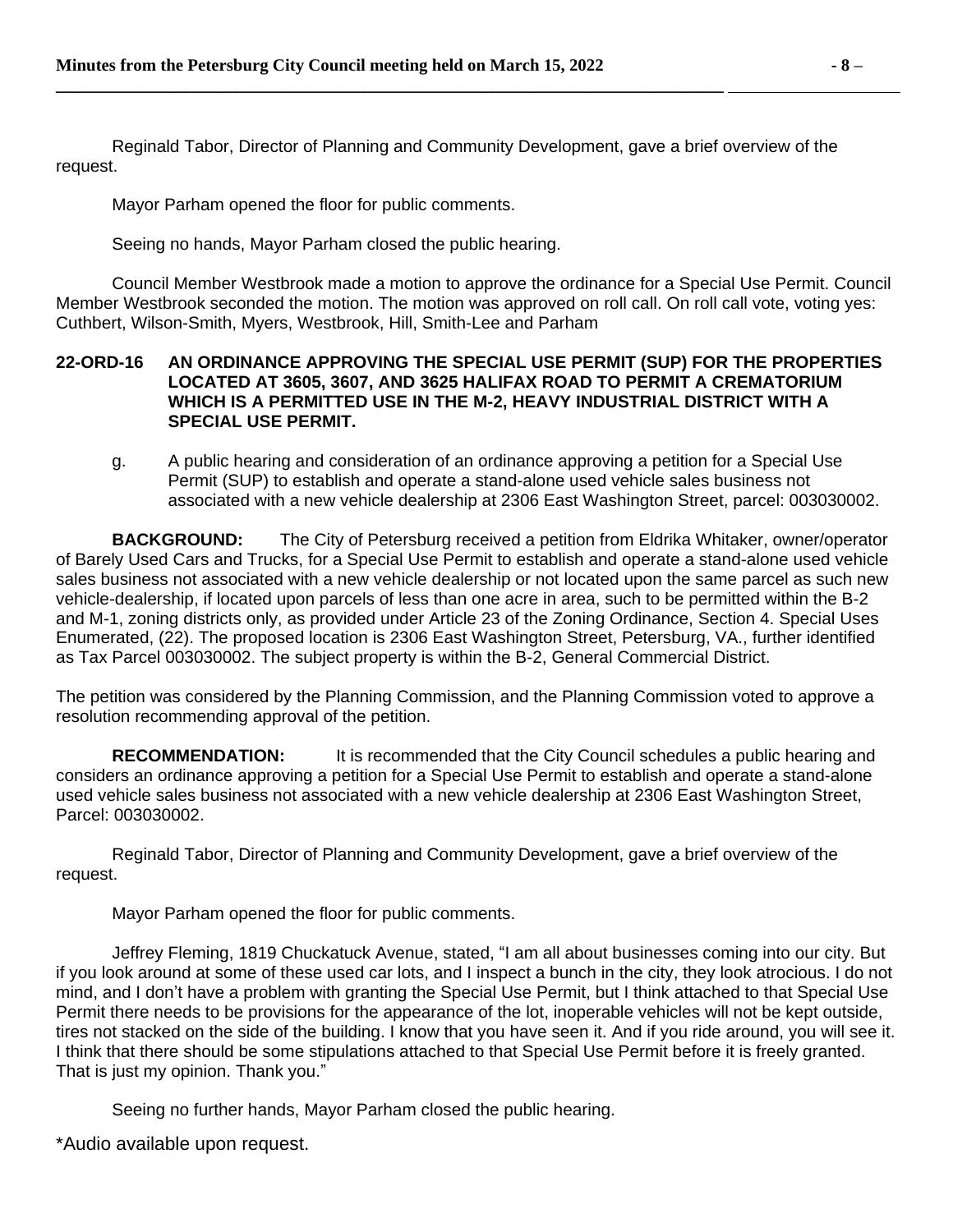Reginald Tabor, Director of Planning and Community Development, gave a brief overview of the request.

Mayor Parham opened the floor for public comments.

Seeing no hands, Mayor Parham closed the public hearing.

Council Member Westbrook made a motion to approve the ordinance for a Special Use Permit. Council Member Westbrook seconded the motion. The motion was approved on roll call. On roll call vote, voting yes: Cuthbert, Wilson-Smith, Myers, Westbrook, Hill, Smith-Lee and Parham

**22-ORD-16 AN ORDINANCE APPROVING THE SPECIAL USE PERMIT (SUP) FOR THE PROPERTIES LOCATED AT 3605, 3607, AND 3625 HALIFAX ROAD TO PERMIT A CREMATORIUM WHICH IS A PERMITTED USE IN THE M-2, HEAVY INDUSTRIAL DISTRICT WITH A SPECIAL USE PERMIT.**

g. A public hearing and consideration of an ordinance approving a petition for a Special Use Permit (SUP) to establish and operate a stand-alone used vehicle sales business not associated with a new vehicle dealership at 2306 East Washington Street, parcel: 003030002.

**BACKGROUND:** The City of Petersburg received a petition from Eldrika Whitaker, owner/operator of Barely Used Cars and Trucks, for a Special Use Permit to establish and operate a stand-alone used vehicle sales business not associated with a new vehicle dealership or not located upon the same parcel as such new vehicle-dealership, if located upon parcels of less than one acre in area, such to be permitted within the B-2 and M-1, zoning districts only, as provided under Article 23 of the Zoning Ordinance, Section 4. Special Uses Enumerated, (22). The proposed location is 2306 East Washington Street, Petersburg, VA., further identified as Tax Parcel 003030002. The subject property is within the B-2, General Commercial District.

The petition was considered by the Planning Commission, and the Planning Commission voted to approve a resolution recommending approval of the petition.

**RECOMMENDATION:** It is recommended that the City Council schedules a public hearing and considers an ordinance approving a petition for a Special Use Permit to establish and operate a stand-alone used vehicle sales business not associated with a new vehicle dealership at 2306 East Washington Street, Parcel: 003030002.

Reginald Tabor, Director of Planning and Community Development, gave a brief overview of the request.

Mayor Parham opened the floor for public comments.

Jeffrey Fleming, 1819 Chuckatuck Avenue, stated, "I am all about businesses coming into our city. But if you look around at some of these used car lots, and I inspect a bunch in the city, they look atrocious. I do not mind, and I don't have a problem with granting the Special Use Permit, but I think attached to that Special Use Permit there needs to be provisions for the appearance of the lot, inoperable vehicles will not be kept outside, tires not stacked on the side of the building. I know that you have seen it. And if you ride around, you will see it. I think that there should be some stipulations attached to that Special Use Permit before it is freely granted. That is just my opinion. Thank you."

Seeing no further hands, Mayor Parham closed the public hearing.

*Audio available upon request.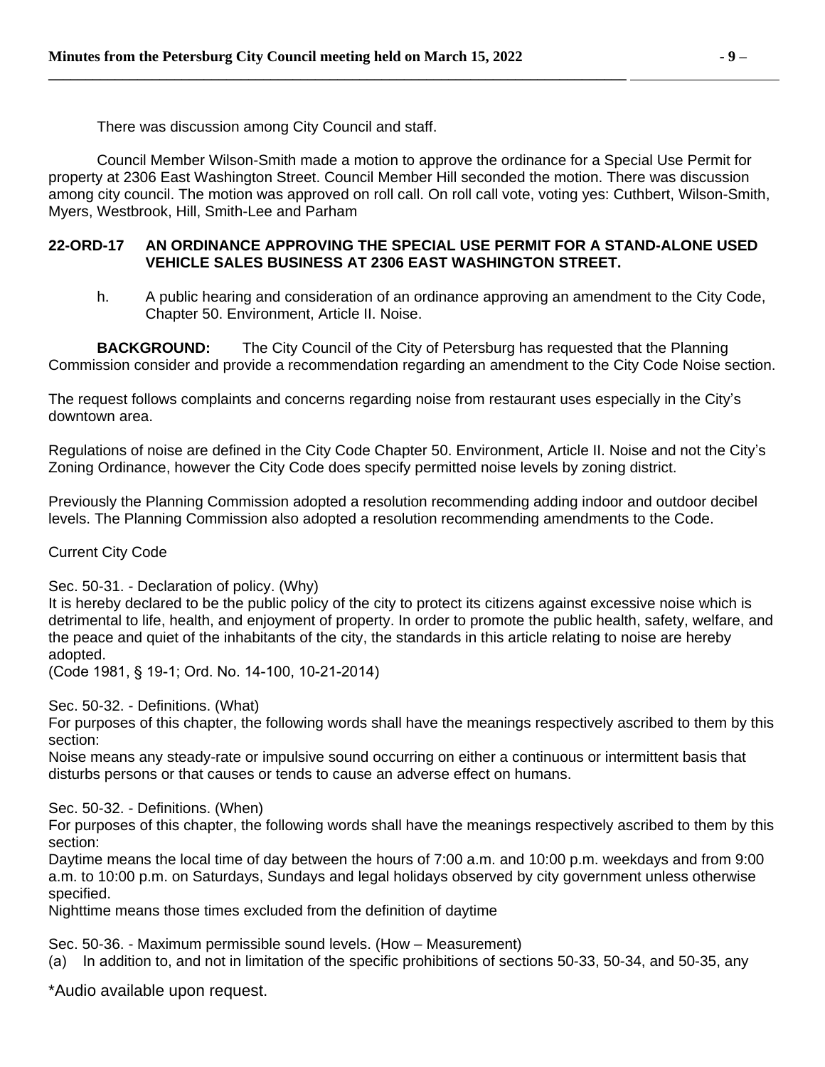There was discussion among City Council and staff.

Council Member Wilson-Smith made a motion to approve the ordinance for a Special Use Permit for property at 2306 East Washington Street. Council Member Hill seconded the motion. There was discussion among city council. The motion was approved on roll call. On roll call vote, voting yes: Cuthbert, Wilson-Smith, Myers, Westbrook, Hill, Smith-Lee and Parham

**22-ORD-17 AN ORDINANCE APPROVING THE SPECIAL USE PERMIT FOR A STAND-ALONE USED VEHICLE SALES BUSINESS AT 2306 EAST WASHINGTON STREET.**

h. A public hearing and consideration of an ordinance approving an amendment to the City Code, Chapter 50. Environment, Article II. Noise.

**BACKGROUND:** The City Council of the City of Petersburg has requested that the Planning Commission consider and provide a recommendation regarding an amendment to the City Code Noise section.

The request follows complaints and concerns regarding noise from restaurant uses especially in the City's downtown area.

Regulations of noise are defined in the City Code Chapter 50. Environment, Article II. Noise and not the City's Zoning Ordinance, however the City Code does specify permitted noise levels by zoning district.

Previously the Planning Commission adopted a resolution recommending adding indoor and outdoor decibel levels. The Planning Commission also adopted a resolution recommending amendments to the Code.

Current City Code

Sec. 50-31. - Declaration of policy. (Why)
It is hereby declared to be the public policy of the city to protect its citizens against excessive noise which is detrimental to life, health, and enjoyment of property. In order to promote the public health, safety, welfare, and the peace and quiet of the inhabitants of the city, the standards in this article relating to noise are hereby adopted.
(Code 1981, § 19-1; Ord. No. 14-100, 10-21-2014)

Sec. 50-32. - Definitions. (What)
For purposes of this chapter, the following words shall have the meanings respectively ascribed to them by this section:
Noise means any steady-rate or impulsive sound occurring on either a continuous or intermittent basis that disturbs persons or that causes or tends to cause an adverse effect on humans.

Sec. 50-32. - Definitions. (When)
For purposes of this chapter, the following words shall have the meanings respectively ascribed to them by this section:
Daytime means the local time of day between the hours of 7:00 a.m. and 10:00 p.m. weekdays and from 9:00 a.m. to 10:00 p.m. on Saturdays, Sundays and legal holidays observed by city government unless otherwise specified.
Nighttime means those times excluded from the definition of daytime

Sec. 50-36. - Maximum permissible sound levels. (How – Measurement)
(a) In addition to, and not in limitation of the specific prohibitions of sections 50-33, 50-34, and 50-35, any

*Audio available upon request.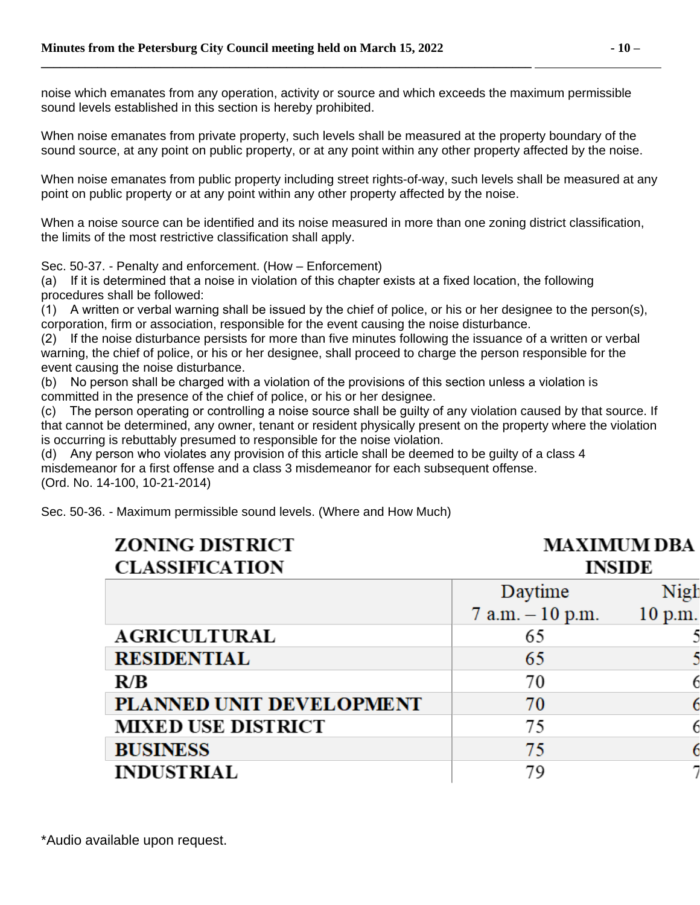noise which emanates from any operation, activity or source and which exceeds the maximum permissible sound levels established in this section is hereby prohibited.

When noise emanates from private property, such levels shall be measured at the property boundary of the sound source, at any point on public property, or at any point within any other property affected by the noise.

When noise emanates from public property including street rights-of-way, such levels shall be measured at any point on public property or at any point within any other property affected by the noise.

When a noise source can be identified and its noise measured in more than one zoning district classification, the limits of the most restrictive classification shall apply.

Sec. 50-37. - Penalty and enforcement. (How – Enforcement)
(a) If it is determined that a noise in violation of this chapter exists at a fixed location, the following procedures shall be followed:
(1) A written or verbal warning shall be issued by the chief of police, or his or her designee to the person(s), corporation, firm or association, responsible for the event causing the noise disturbance.
(2) If the noise disturbance persists for more than five minutes following the issuance of a written or verbal warning, the chief of police, or his or her designee, shall proceed to charge the person responsible for the event causing the noise disturbance.
(b) No person shall be charged with a violation of the provisions of this section unless a violation is committed in the presence of the chief of police, or his or her designee.
(c) The person operating or controlling a noise source shall be guilty of any violation caused by that source. If that cannot be determined, any owner, tenant or resident physically present on the property where the violation is occurring is rebuttably presumed to responsible for the noise violation.
(d) Any person who violates any provision of this article shall be deemed to be guilty of a class 4 misdemeanor for a first offense and a class 3 misdemeanor for each subsequent offense.
(Ord. No. 14-100, 10-21-2014)

Sec. 50-36. - Maximum permissible sound levels. (Where and How Much)

| ZONING DISTRICT CLASSIFICATION | MAXIMUM DBA INSIDE | |
|---|---|---|
| | Daytime 7 a.m. – 10 p.m. | Nigh 10 p.m. |
| AGRICULTURAL | 65 | 5 |
| RESIDENTIAL | 65 | 5 |
| R/B | 70 | 6 |
| PLANNED UNIT DEVELOPMENT | 70 | 6 |
| MIXED USE DISTRICT | 75 | 6 |
| BUSINESS | 75 | 6 |
| INDUSTRIAL | 79 | 7 |

*Audio available upon request.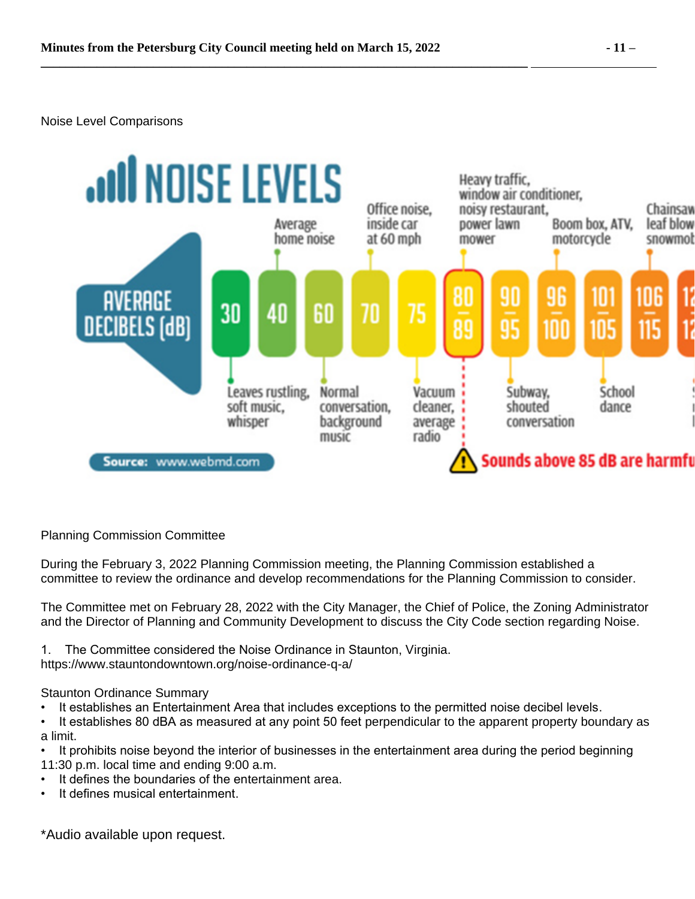Noise Level Comparisons

NOISE LEVELS

AVERAGE DECIBELS (dB)

30
Leaves rustling, soft music, whisper

40
Average home noise

60
Normal conversation, background music

70
Office noise, inside car at 60 mph

75
Vacuum cleaner, average radio

80–89
Heavy traffic, window air conditioner, noisy restaurant, power lawn mower

90–95
Subway, shouted conversation

96–100
Boom box, ATV, motorcycle

101–105
School dance

106–115
Chainsaw, leaf blow, snowmob

12

Sounds above 85 dB are harmfu

Source: www.webmd.com

Planning Commission Committee

During the February 3, 2022 Planning Commission meeting, the Planning Commission established a committee to review the ordinance and develop recommendations for the Planning Commission to consider.

The Committee met on February 28, 2022 with the City Manager, the Chief of Police, the Zoning Administrator and the Director of Planning and Community Development to discuss the City Code section regarding Noise.

1. The Committee considered the Noise Ordinance in Staunton, Virginia.
https://www.stauntondowntown.org/noise-ordinance-q-a/

Staunton Ordinance Summary

- It establishes an Entertainment Area that includes exceptions to the permitted noise decibel levels.
- It establishes 80 dBA as measured at any point 50 feet perpendicular to the apparent property boundary as a limit.
- It prohibits noise beyond the interior of businesses in the entertainment area during the period beginning 11:30 p.m. local time and ending 9:00 a.m.
- It defines the boundaries of the entertainment area.
- It defines musical entertainment.

*Audio available upon request.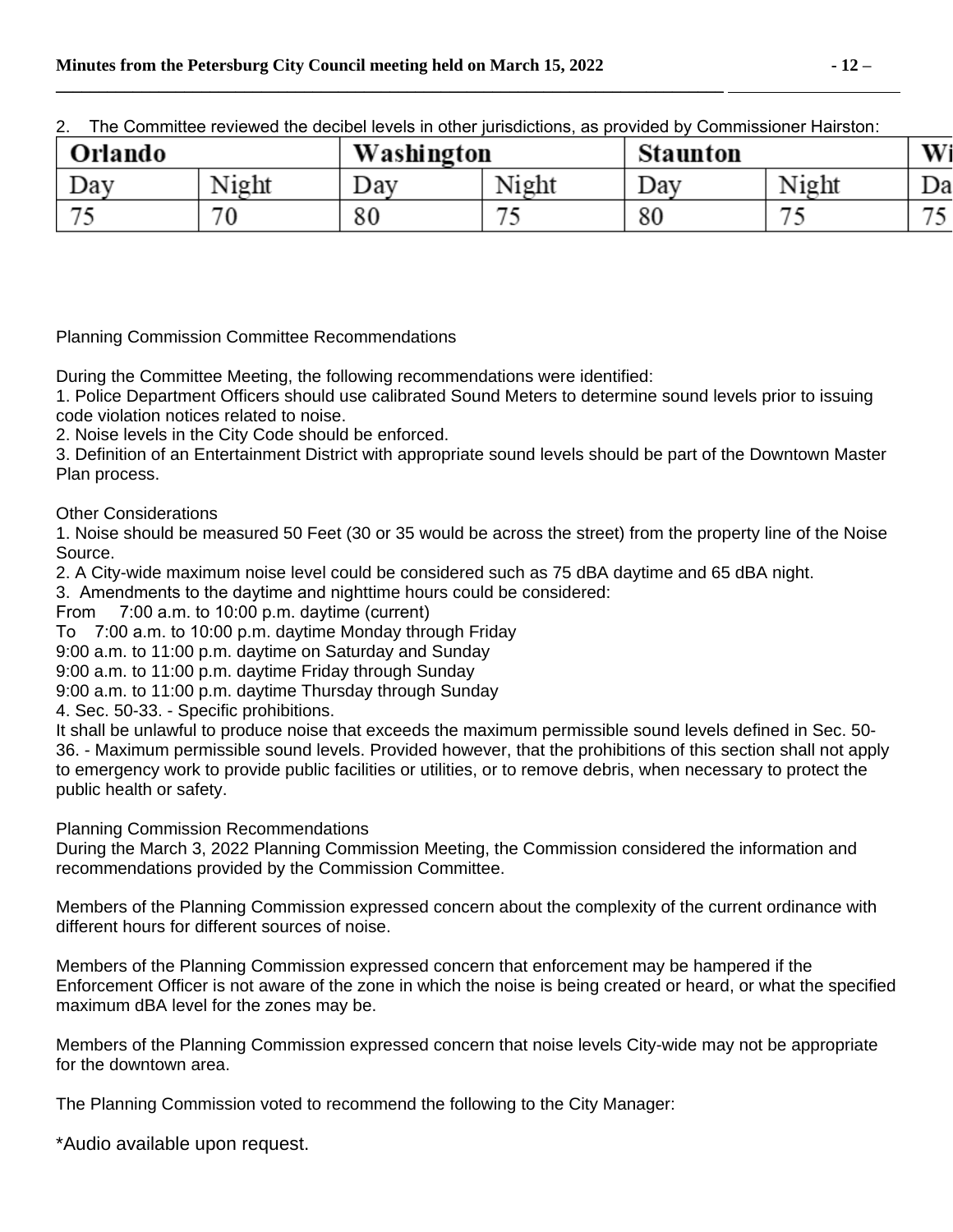2. The Committee reviewed the decibel levels in other jurisdictions, as provided by Commissioner Hairston:

| Orlando | | Washington | | Staunton | | Wi |
|---|---|---|---|---|---|---|
| Day | Night | Day | Night | Day | Night | Da |
| 75 | 70 | 80 | 75 | 80 | 75 | 75 |

Planning Commission Committee Recommendations

During the Committee Meeting, the following recommendations were identified:
1. Police Department Officers should use calibrated Sound Meters to determine sound levels prior to issuing code violation notices related to noise.
2. Noise levels in the City Code should be enforced.
3. Definition of an Entertainment District with appropriate sound levels should be part of the Downtown Master Plan process.

Other Considerations
1. Noise should be measured 50 Feet (30 or 35 would be across the street) from the property line of the Noise Source.
2. A City-wide maximum noise level could be considered such as 75 dBA daytime and 65 dBA night.
3. Amendments to the daytime and nighttime hours could be considered:
From 7:00 a.m. to 10:00 p.m. daytime (current)
To 7:00 a.m. to 10:00 p.m. daytime Monday through Friday
9:00 a.m. to 11:00 p.m. daytime on Saturday and Sunday
9:00 a.m. to 11:00 p.m. daytime Friday through Sunday
9:00 a.m. to 11:00 p.m. daytime Thursday through Sunday
4. Sec. 50-33. - Specific prohibitions.
It shall be unlawful to produce noise that exceeds the maximum permissible sound levels defined in Sec. 50-36. - Maximum permissible sound levels. Provided however, that the prohibitions of this section shall not apply to emergency work to provide public facilities or utilities, or to remove debris, when necessary to protect the public health or safety.

Planning Commission Recommendations
During the March 3, 2022 Planning Commission Meeting, the Commission considered the information and recommendations provided by the Commission Committee.

Members of the Planning Commission expressed concern about the complexity of the current ordinance with different hours for different sources of noise.

Members of the Planning Commission expressed concern that enforcement may be hampered if the Enforcement Officer is not aware of the zone in which the noise is being created or heard, or what the specified maximum dBA level for the zones may be.

Members of the Planning Commission expressed concern that noise levels City-wide may not be appropriate for the downtown area.

The Planning Commission voted to recommend the following to the City Manager:

*Audio available upon request.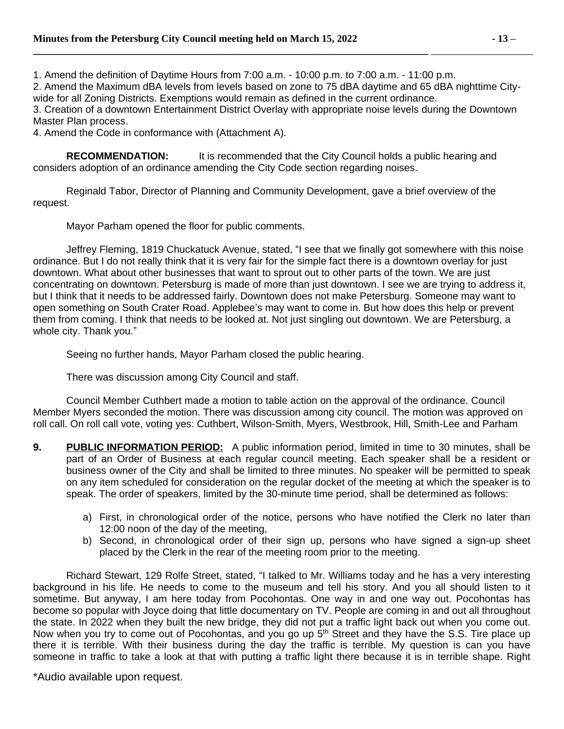1. Amend the definition of Daytime Hours from 7:00 a.m. - 10:00 p.m. to 7:00 a.m. - 11:00 p.m.
2. Amend the Maximum dBA levels from levels based on zone to 75 dBA daytime and 65 dBA nighttime City-wide for all Zoning Districts. Exemptions would remain as defined in the current ordinance.
3. Creation of a downtown Entertainment District Overlay with appropriate noise levels during the Downtown Master Plan process.
4. Amend the Code in conformance with (Attachment A).

**RECOMMENDATION:** It is recommended that the City Council holds a public hearing and considers adoption of an ordinance amending the City Code section regarding noises.

Reginald Tabor, Director of Planning and Community Development, gave a brief overview of the request.

Mayor Parham opened the floor for public comments.

Jeffrey Fleming, 1819 Chuckatuck Avenue, stated, "I see that we finally got somewhere with this noise ordinance. But I do not really think that it is very fair for the simple fact there is a downtown overlay for just downtown. What about other businesses that want to sprout out to other parts of the town. We are just concentrating on downtown. Petersburg is made of more than just downtown. I see we are trying to address it, but I think that it needs to be addressed fairly. Downtown does not make Petersburg. Someone may want to open something on South Crater Road. Applebee's may want to come in. But how does this help or prevent them from coming. I think that needs to be looked at. Not just singling out downtown. We are Petersburg, a whole city. Thank you."

Seeing no further hands, Mayor Parham closed the public hearing.

There was discussion among City Council and staff.

Council Member Cuthbert made a motion to table action on the approval of the ordinance. Council Member Myers seconded the motion. There was discussion among city council. The motion was approved on roll call. On roll call vote, voting yes: Cuthbert, Wilson-Smith, Myers, Westbrook, Hill, Smith-Lee and Parham

**9. PUBLIC INFORMATION PERIOD:** A public information period, limited in time to 30 minutes, shall be part of an Order of Business at each regular council meeting. Each speaker shall be a resident or business owner of the City and shall be limited to three minutes. No speaker will be permitted to speak on any item scheduled for consideration on the regular docket of the meeting at which the speaker is to speak. The order of speakers, limited by the 30-minute time period, shall be determined as follows:

a) First, in chronological order of the notice, persons who have notified the Clerk no later than 12:00 noon of the day of the meeting,
b) Second, in chronological order of their sign up, persons who have signed a sign-up sheet placed by the Clerk in the rear of the meeting room prior to the meeting.

Richard Stewart, 129 Rolfe Street, stated, "I talked to Mr. Williams today and he has a very interesting background in his life. He needs to come to the museum and tell his story. And you all should listen to it sometime. But anyway, I am here today from Pocohontas. One way in and one way out. Pocohontas has become so popular with Joyce doing that little documentary on TV. People are coming in and out all throughout the state. In 2022 when they built the new bridge, they did not put a traffic light back out when you come out. Now when you try to come out of Pocohontas, and you go up 5th Street and they have the S.S. Tire place up there it is terrible. With their business during the day the traffic is terrible. My question is can you have someone in traffic to take a look at that with putting a traffic light there because it is in terrible shape. Right

*Audio available upon request.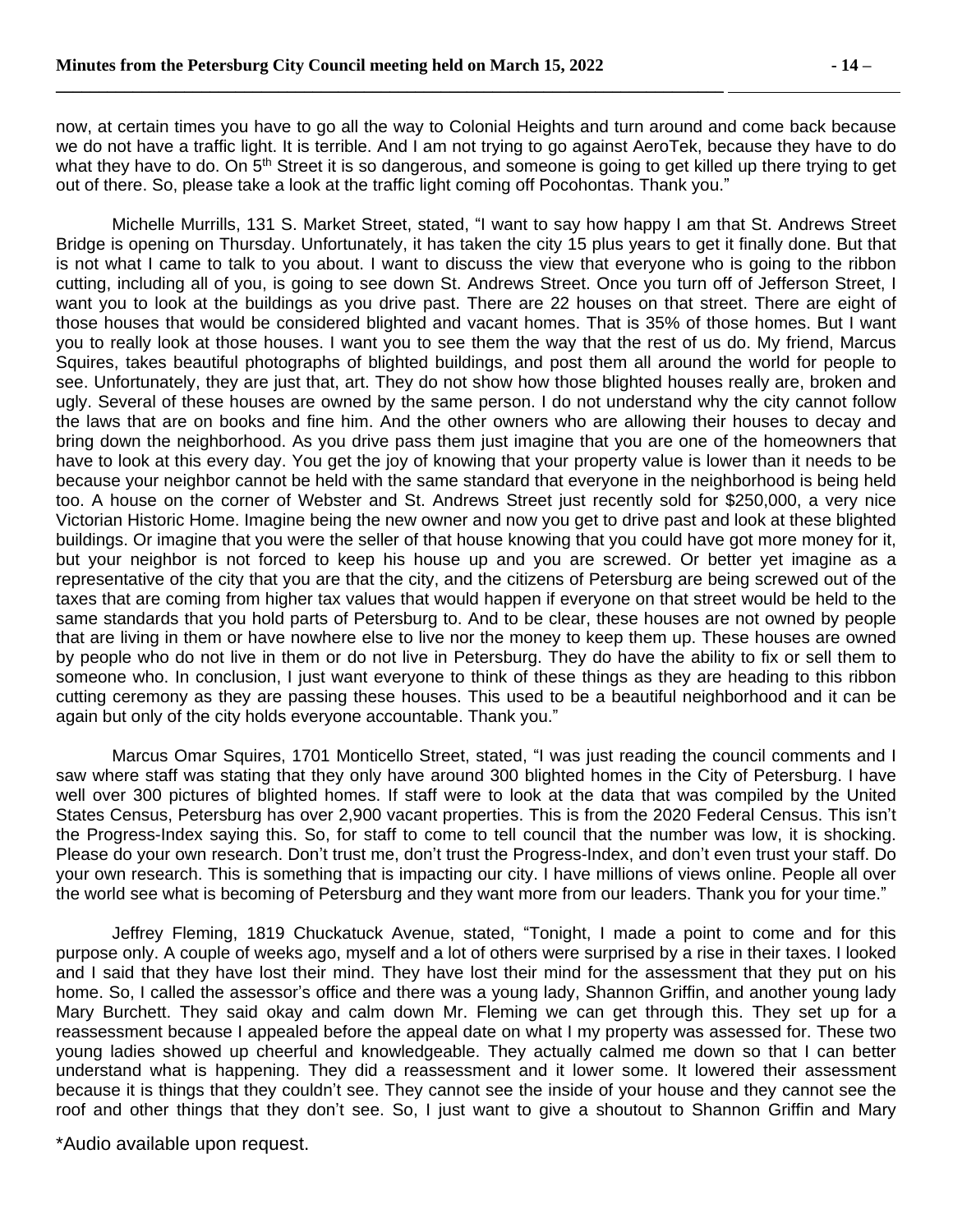now, at certain times you have to go all the way to Colonial Heights and turn around and come back because we do not have a traffic light. It is terrible. And I am not trying to go against AeroTek, because they have to do what they have to do. On 5th Street it is so dangerous, and someone is going to get killed up there trying to get out of there. So, please take a look at the traffic light coming off Pocohontas. Thank you."

Michelle Murrills, 131 S. Market Street, stated, "I want to say how happy I am that St. Andrews Street Bridge is opening on Thursday. Unfortunately, it has taken the city 15 plus years to get it finally done. But that is not what I came to talk to you about. I want to discuss the view that everyone who is going to the ribbon cutting, including all of you, is going to see down St. Andrews Street. Once you turn off of Jefferson Street, I want you to look at the buildings as you drive past. There are 22 houses on that street. There are eight of those houses that would be considered blighted and vacant homes. That is 35% of those homes. But I want you to really look at those houses. I want you to see them the way that the rest of us do. My friend, Marcus Squires, takes beautiful photographs of blighted buildings, and post them all around the world for people to see. Unfortunately, they are just that, art. They do not show how those blighted houses really are, broken and ugly. Several of these houses are owned by the same person. I do not understand why the city cannot follow the laws that are on books and fine him. And the other owners who are allowing their houses to decay and bring down the neighborhood. As you drive pass them just imagine that you are one of the homeowners that have to look at this every day. You get the joy of knowing that your property value is lower than it needs to be because your neighbor cannot be held with the same standard that everyone in the neighborhood is being held too. A house on the corner of Webster and St. Andrews Street just recently sold for $250,000, a very nice Victorian Historic Home. Imagine being the new owner and now you get to drive past and look at these blighted buildings. Or imagine that you were the seller of that house knowing that you could have got more money for it, but your neighbor is not forced to keep his house up and you are screwed. Or better yet imagine as a representative of the city that you are that the city, and the citizens of Petersburg are being screwed out of the taxes that are coming from higher tax values that would happen if everyone on that street would be held to the same standards that you hold parts of Petersburg to. And to be clear, these houses are not owned by people that are living in them or have nowhere else to live nor the money to keep them up. These houses are owned by people who do not live in them or do not live in Petersburg. They do have the ability to fix or sell them to someone who. In conclusion, I just want everyone to think of these things as they are heading to this ribbon cutting ceremony as they are passing these houses. This used to be a beautiful neighborhood and it can be again but only of the city holds everyone accountable. Thank you."

Marcus Omar Squires, 1701 Monticello Street, stated, "I was just reading the council comments and I saw where staff was stating that they only have around 300 blighted homes in the City of Petersburg. I have well over 300 pictures of blighted homes. If staff were to look at the data that was compiled by the United States Census, Petersburg has over 2,900 vacant properties. This is from the 2020 Federal Census. This isn't the Progress-Index saying this. So, for staff to come to tell council that the number was low, it is shocking. Please do your own research. Don't trust me, don't trust the Progress-Index, and don't even trust your staff. Do your own research. This is something that is impacting our city. I have millions of views online. People all over the world see what is becoming of Petersburg and they want more from our leaders. Thank you for your time."

Jeffrey Fleming, 1819 Chuckatuck Avenue, stated, "Tonight, I made a point to come and for this purpose only. A couple of weeks ago, myself and a lot of others were surprised by a rise in their taxes. I looked and I said that they have lost their mind. They have lost their mind for the assessment that they put on his home. So, I called the assessor's office and there was a young lady, Shannon Griffin, and another young lady Mary Burchett. They said okay and calm down Mr. Fleming we can get through this. They set up for a reassessment because I appealed before the appeal date on what I my property was assessed for. These two young ladies showed up cheerful and knowledgeable. They actually calmed me down so that I can better understand what is happening. They did a reassessment and it lower some. It lowered their assessment because it is things that they couldn't see. They cannot see the inside of your house and they cannot see the roof and other things that they don't see. So, I just want to give a shoutout to Shannon Griffin and Mary

*Audio available upon request.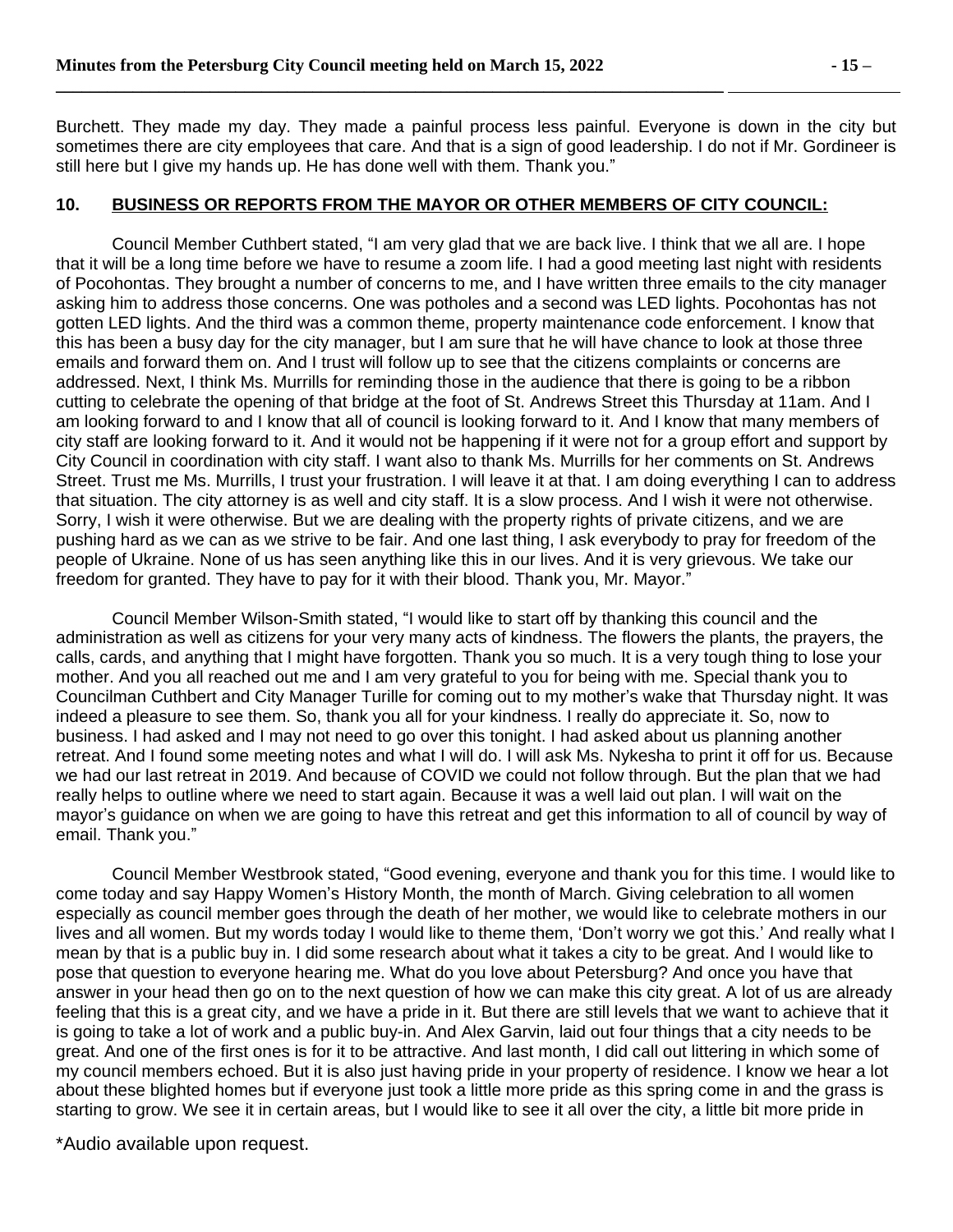Burchett. They made my day. They made a painful process less painful. Everyone is down in the city but sometimes there are city employees that care. And that is a sign of good leadership. I do not if Mr. Gordineer is still here but I give my hands up. He has done well with them. Thank you."

**10. BUSINESS OR REPORTS FROM THE MAYOR OR OTHER MEMBERS OF CITY COUNCIL:**

Council Member Cuthbert stated, "I am very glad that we are back live. I think that we all are. I hope that it will be a long time before we have to resume a zoom life. I had a good meeting last night with residents of Pocohontas. They brought a number of concerns to me, and I have written three emails to the city manager asking him to address those concerns. One was potholes and a second was LED lights. Pocohontas has not gotten LED lights. And the third was a common theme, property maintenance code enforcement. I know that this has been a busy day for the city manager, but I am sure that he will have chance to look at those three emails and forward them on. And I trust will follow up to see that the citizens complaints or concerns are addressed. Next, I think Ms. Murrills for reminding those in the audience that there is going to be a ribbon cutting to celebrate the opening of that bridge at the foot of St. Andrews Street this Thursday at 11am. And I am looking forward to and I know that all of council is looking forward to it. And I know that many members of city staff are looking forward to it. And it would not be happening if it were not for a group effort and support by City Council in coordination with city staff. I want also to thank Ms. Murrills for her comments on St. Andrews Street. Trust me Ms. Murrills, I trust your frustration. I will leave it at that. I am doing everything I can to address that situation. The city attorney is as well and city staff. It is a slow process. And I wish it were not otherwise. Sorry, I wish it were otherwise. But we are dealing with the property rights of private citizens, and we are pushing hard as we can as we strive to be fair. And one last thing, I ask everybody to pray for freedom of the people of Ukraine. None of us has seen anything like this in our lives. And it is very grievous. We take our freedom for granted. They have to pay for it with their blood. Thank you, Mr. Mayor."

Council Member Wilson-Smith stated, "I would like to start off by thanking this council and the administration as well as citizens for your very many acts of kindness. The flowers the plants, the prayers, the calls, cards, and anything that I might have forgotten. Thank you so much. It is a very tough thing to lose your mother. And you all reached out me and I am very grateful to you for being with me. Special thank you to Councilman Cuthbert and City Manager Turille for coming out to my mother's wake that Thursday night. It was indeed a pleasure to see them. So, thank you all for your kindness. I really do appreciate it. So, now to business. I had asked and I may not need to go over this tonight. I had asked about us planning another retreat. And I found some meeting notes and what I will do. I will ask Ms. Nykesha to print it off for us. Because we had our last retreat in 2019. And because of COVID we could not follow through. But the plan that we had really helps to outline where we need to start again. Because it was a well laid out plan. I will wait on the mayor's guidance on when we are going to have this retreat and get this information to all of council by way of email. Thank you."

Council Member Westbrook stated, "Good evening, everyone and thank you for this time. I would like to come today and say Happy Women's History Month, the month of March. Giving celebration to all women especially as council member goes through the death of her mother, we would like to celebrate mothers in our lives and all women. But my words today I would like to theme them, 'Don't worry we got this.' And really what I mean by that is a public buy in. I did some research about what it takes a city to be great. And I would like to pose that question to everyone hearing me. What do you love about Petersburg? And once you have that answer in your head then go on to the next question of how we can make this city great. A lot of us are already feeling that this is a great city, and we have a pride in it. But there are still levels that we want to achieve that it is going to take a lot of work and a public buy-in. And Alex Garvin, laid out four things that a city needs to be great. And one of the first ones is for it to be attractive. And last month, I did call out littering in which some of my council members echoed. But it is also just having pride in your property of residence. I know we hear a lot about these blighted homes but if everyone just took a little more pride as this spring come in and the grass is starting to grow. We see it in certain areas, but I would like to see it all over the city, a little bit more pride in

*Audio available upon request.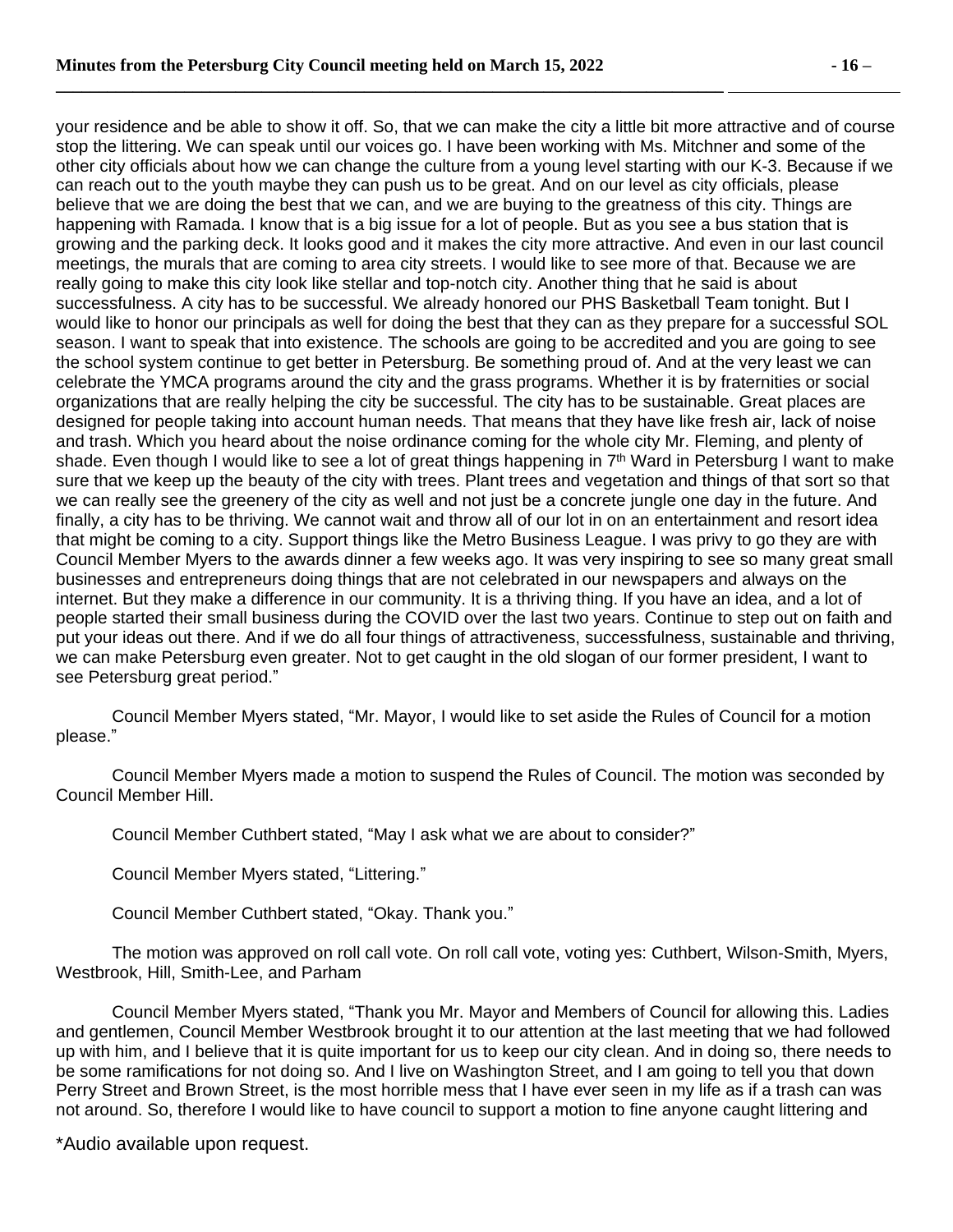your residence and be able to show it off. So, that we can make the city a little bit more attractive and of course stop the littering. We can speak until our voices go. I have been working with Ms. Mitchner and some of the other city officials about how we can change the culture from a young level starting with our K-3. Because if we can reach out to the youth maybe they can push us to be great. And on our level as city officials, please believe that we are doing the best that we can, and we are buying to the greatness of this city. Things are happening with Ramada. I know that is a big issue for a lot of people. But as you see a bus station that is growing and the parking deck. It looks good and it makes the city more attractive. And even in our last council meetings, the murals that are coming to area city streets. I would like to see more of that. Because we are really going to make this city look like stellar and top-notch city. Another thing that he said is about successfulness. A city has to be successful. We already honored our PHS Basketball Team tonight. But I would like to honor our principals as well for doing the best that they can as they prepare for a successful SOL season. I want to speak that into existence. The schools are going to be accredited and you are going to see the school system continue to get better in Petersburg. Be something proud of. And at the very least we can celebrate the YMCA programs around the city and the grass programs. Whether it is by fraternities or social organizations that are really helping the city be successful. The city has to be sustainable. Great places are designed for people taking into account human needs. That means that they have like fresh air, lack of noise and trash. Which you heard about the noise ordinance coming for the whole city Mr. Fleming, and plenty of shade. Even though I would like to see a lot of great things happening in 7th Ward in Petersburg I want to make sure that we keep up the beauty of the city with trees. Plant trees and vegetation and things of that sort so that we can really see the greenery of the city as well and not just be a concrete jungle one day in the future. And finally, a city has to be thriving. We cannot wait and throw all of our lot in on an entertainment and resort idea that might be coming to a city. Support things like the Metro Business League. I was privy to go they are with Council Member Myers to the awards dinner a few weeks ago. It was very inspiring to see so many great small businesses and entrepreneurs doing things that are not celebrated in our newspapers and always on the internet. But they make a difference in our community. It is a thriving thing. If you have an idea, and a lot of people started their small business during the COVID over the last two years. Continue to step out on faith and put your ideas out there. And if we do all four things of attractiveness, successfulness, sustainable and thriving, we can make Petersburg even greater. Not to get caught in the old slogan of our former president, I want to see Petersburg great period."

Council Member Myers stated, "Mr. Mayor, I would like to set aside the Rules of Council for a motion please."

Council Member Myers made a motion to suspend the Rules of Council. The motion was seconded by Council Member Hill.

Council Member Cuthbert stated, "May I ask what we are about to consider?"

Council Member Myers stated, "Littering."

Council Member Cuthbert stated, "Okay. Thank you."

The motion was approved on roll call vote. On roll call vote, voting yes: Cuthbert, Wilson-Smith, Myers, Westbrook, Hill, Smith-Lee, and Parham

Council Member Myers stated, "Thank you Mr. Mayor and Members of Council for allowing this. Ladies and gentlemen, Council Member Westbrook brought it to our attention at the last meeting that we had followed up with him, and I believe that it is quite important for us to keep our city clean. And in doing so, there needs to be some ramifications for not doing so. And I live on Washington Street, and I am going to tell you that down Perry Street and Brown Street, is the most horrible mess that I have ever seen in my life as if a trash can was not around. So, therefore I would like to have council to support a motion to fine anyone caught littering and

*Audio available upon request.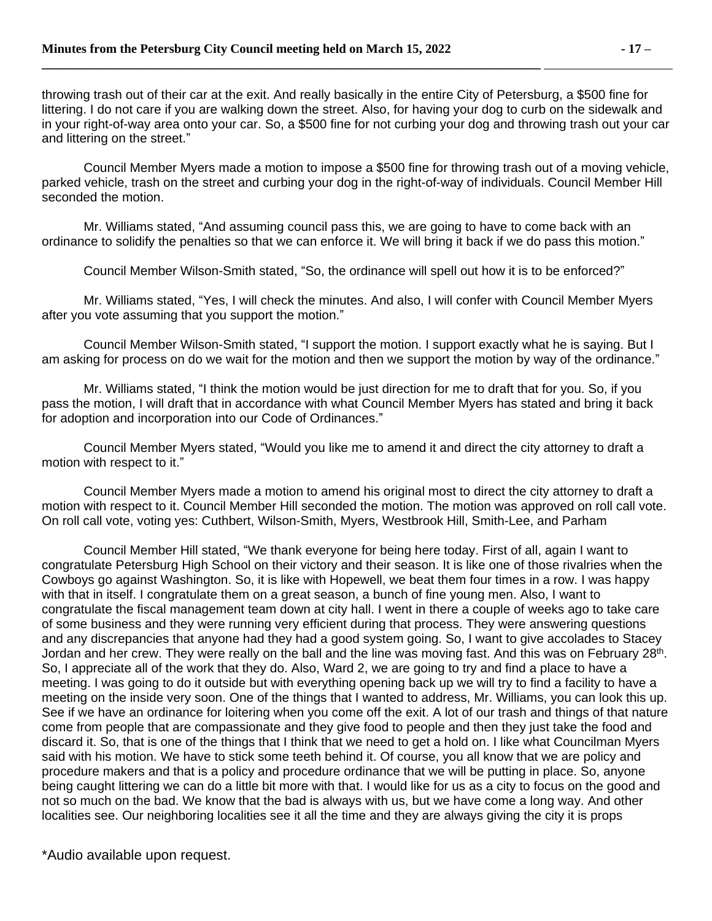throwing trash out of their car at the exit. And really basically in the entire City of Petersburg, a $500 fine for littering. I do not care if you are walking down the street. Also, for having your dog to curb on the sidewalk and in your right-of-way area onto your car. So, a $500 fine for not curbing your dog and throwing trash out your car and littering on the street."

Council Member Myers made a motion to impose a $500 fine for throwing trash out of a moving vehicle, parked vehicle, trash on the street and curbing your dog in the right-of-way of individuals. Council Member Hill seconded the motion.

Mr. Williams stated, "And assuming council pass this, we are going to have to come back with an ordinance to solidify the penalties so that we can enforce it. We will bring it back if we do pass this motion."

Council Member Wilson-Smith stated, "So, the ordinance will spell out how it is to be enforced?"

Mr. Williams stated, "Yes, I will check the minutes. And also, I will confer with Council Member Myers after you vote assuming that you support the motion."

Council Member Wilson-Smith stated, "I support the motion. I support exactly what he is saying. But I am asking for process on do we wait for the motion and then we support the motion by way of the ordinance."

Mr. Williams stated, "I think the motion would be just direction for me to draft that for you. So, if you pass the motion, I will draft that in accordance with what Council Member Myers has stated and bring it back for adoption and incorporation into our Code of Ordinances."

Council Member Myers stated, "Would you like me to amend it and direct the city attorney to draft a motion with respect to it."

Council Member Myers made a motion to amend his original most to direct the city attorney to draft a motion with respect to it. Council Member Hill seconded the motion. The motion was approved on roll call vote. On roll call vote, voting yes: Cuthbert, Wilson-Smith, Myers, Westbrook Hill, Smith-Lee, and Parham

Council Member Hill stated, "We thank everyone for being here today. First of all, again I want to congratulate Petersburg High School on their victory and their season. It is like one of those rivalries when the Cowboys go against Washington. So, it is like with Hopewell, we beat them four times in a row. I was happy with that in itself. I congratulate them on a great season, a bunch of fine young men. Also, I want to congratulate the fiscal management team down at city hall. I went in there a couple of weeks ago to take care of some business and they were running very efficient during that process. They were answering questions and any discrepancies that anyone had they had a good system going. So, I want to give accolades to Stacey Jordan and her crew. They were really on the ball and the line was moving fast. And this was on February 28th. So, I appreciate all of the work that they do. Also, Ward 2, we are going to try and find a place to have a meeting. I was going to do it outside but with everything opening back up we will try to find a facility to have a meeting on the inside very soon. One of the things that I wanted to address, Mr. Williams, you can look this up. See if we have an ordinance for loitering when you come off the exit. A lot of our trash and things of that nature come from people that are compassionate and they give food to people and then they just take the food and discard it. So, that is one of the things that I think that we need to get a hold on. I like what Councilman Myers said with his motion. We have to stick some teeth behind it. Of course, you all know that we are policy and procedure makers and that is a policy and procedure ordinance that we will be putting in place. So, anyone being caught littering we can do a little bit more with that. I would like for us as a city to focus on the good and not so much on the bad. We know that the bad is always with us, but we have come a long way. And other localities see. Our neighboring localities see it all the time and they are always giving the city it is props

*Audio available upon request.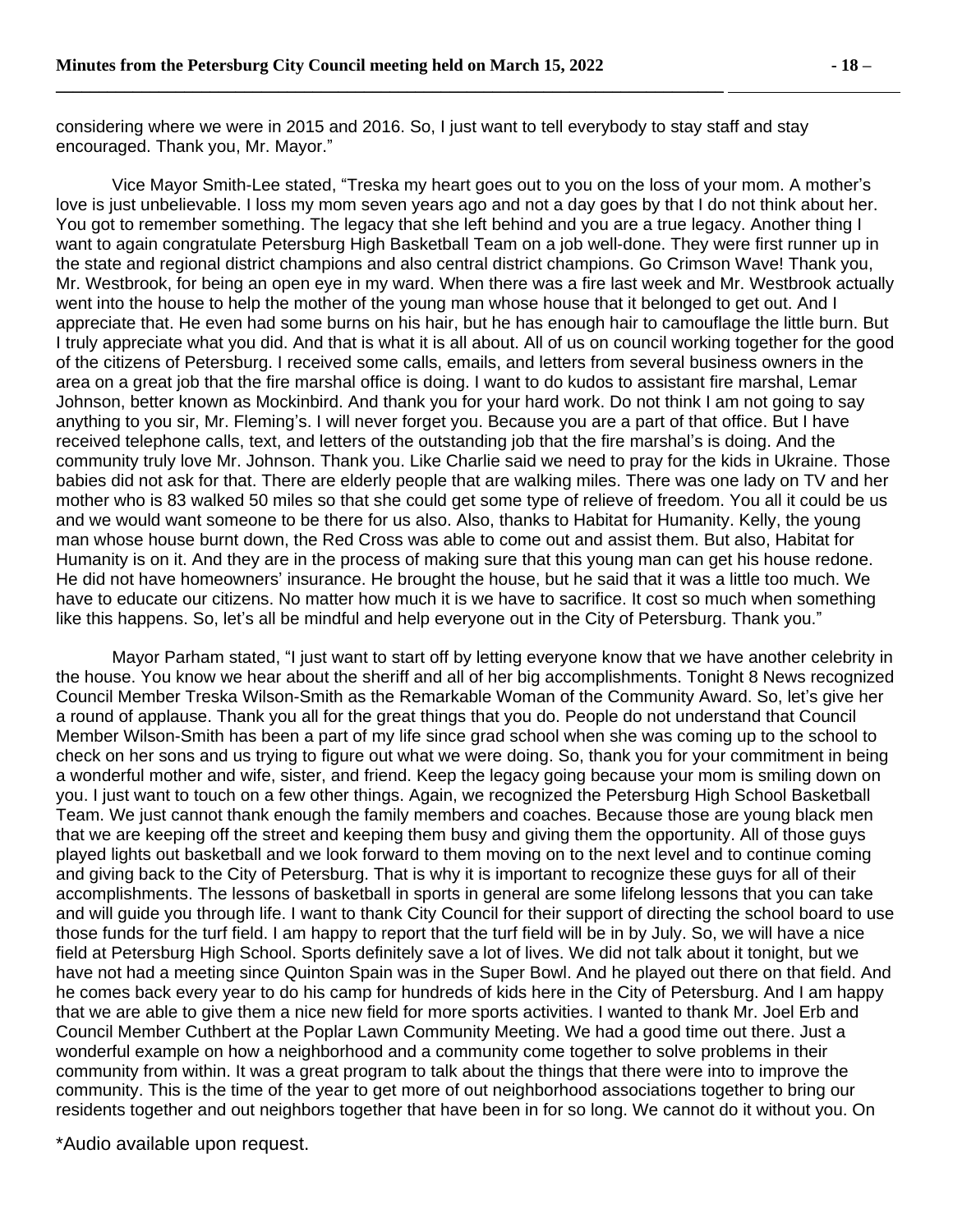considering where we were in 2015 and 2016. So, I just want to tell everybody to stay staff and stay encouraged. Thank you, Mr. Mayor."

Vice Mayor Smith-Lee stated, "Treska my heart goes out to you on the loss of your mom. A mother's love is just unbelievable. I loss my mom seven years ago and not a day goes by that I do not think about her. You got to remember something. The legacy that she left behind and you are a true legacy. Another thing I want to again congratulate Petersburg High Basketball Team on a job well-done. They were first runner up in the state and regional district champions and also central district champions. Go Crimson Wave! Thank you, Mr. Westbrook, for being an open eye in my ward. When there was a fire last week and Mr. Westbrook actually went into the house to help the mother of the young man whose house that it belonged to get out. And I appreciate that. He even had some burns on his hair, but he has enough hair to camouflage the little burn. But I truly appreciate what you did. And that is what it is all about. All of us on council working together for the good of the citizens of Petersburg. I received some calls, emails, and letters from several business owners in the area on a great job that the fire marshal office is doing. I want to do kudos to assistant fire marshal, Lemar Johnson, better known as Mockinbird. And thank you for your hard work. Do not think I am not going to say anything to you sir, Mr. Fleming's. I will never forget you. Because you are a part of that office. But I have received telephone calls, text, and letters of the outstanding job that the fire marshal's is doing. And the community truly love Mr. Johnson. Thank you. Like Charlie said we need to pray for the kids in Ukraine. Those babies did not ask for that. There are elderly people that are walking miles. There was one lady on TV and her mother who is 83 walked 50 miles so that she could get some type of relieve of freedom. You all it could be us and we would want someone to be there for us also. Also, thanks to Habitat for Humanity. Kelly, the young man whose house burnt down, the Red Cross was able to come out and assist them. But also, Habitat for Humanity is on it. And they are in the process of making sure that this young man can get his house redone. He did not have homeowners' insurance. He brought the house, but he said that it was a little too much. We have to educate our citizens. No matter how much it is we have to sacrifice. It cost so much when something like this happens. So, let's all be mindful and help everyone out in the City of Petersburg. Thank you."

Mayor Parham stated, "I just want to start off by letting everyone know that we have another celebrity in the house. You know we hear about the sheriff and all of her big accomplishments. Tonight 8 News recognized Council Member Treska Wilson-Smith as the Remarkable Woman of the Community Award. So, let's give her a round of applause. Thank you all for the great things that you do. People do not understand that Council Member Wilson-Smith has been a part of my life since grad school when she was coming up to the school to check on her sons and us trying to figure out what we were doing. So, thank you for your commitment in being a wonderful mother and wife, sister, and friend. Keep the legacy going because your mom is smiling down on you. I just want to touch on a few other things. Again, we recognized the Petersburg High School Basketball Team. We just cannot thank enough the family members and coaches. Because those are young black men that we are keeping off the street and keeping them busy and giving them the opportunity. All of those guys played lights out basketball and we look forward to them moving on to the next level and to continue coming and giving back to the City of Petersburg. That is why it is important to recognize these guys for all of their accomplishments. The lessons of basketball in sports in general are some lifelong lessons that you can take and will guide you through life. I want to thank City Council for their support of directing the school board to use those funds for the turf field. I am happy to report that the turf field will be in by July. So, we will have a nice field at Petersburg High School. Sports definitely save a lot of lives. We did not talk about it tonight, but we have not had a meeting since Quinton Spain was in the Super Bowl. And he played out there on that field. And he comes back every year to do his camp for hundreds of kids here in the City of Petersburg. And I am happy that we are able to give them a nice new field for more sports activities. I wanted to thank Mr. Joel Erb and Council Member Cuthbert at the Poplar Lawn Community Meeting. We had a good time out there. Just a wonderful example on how a neighborhood and a community come together to solve problems in their community from within. It was a great program to talk about the things that there were into to improve the community. This is the time of the year to get more of out neighborhood associations together to bring our residents together and out neighbors together that have been in for so long. We cannot do it without you. On

*Audio available upon request.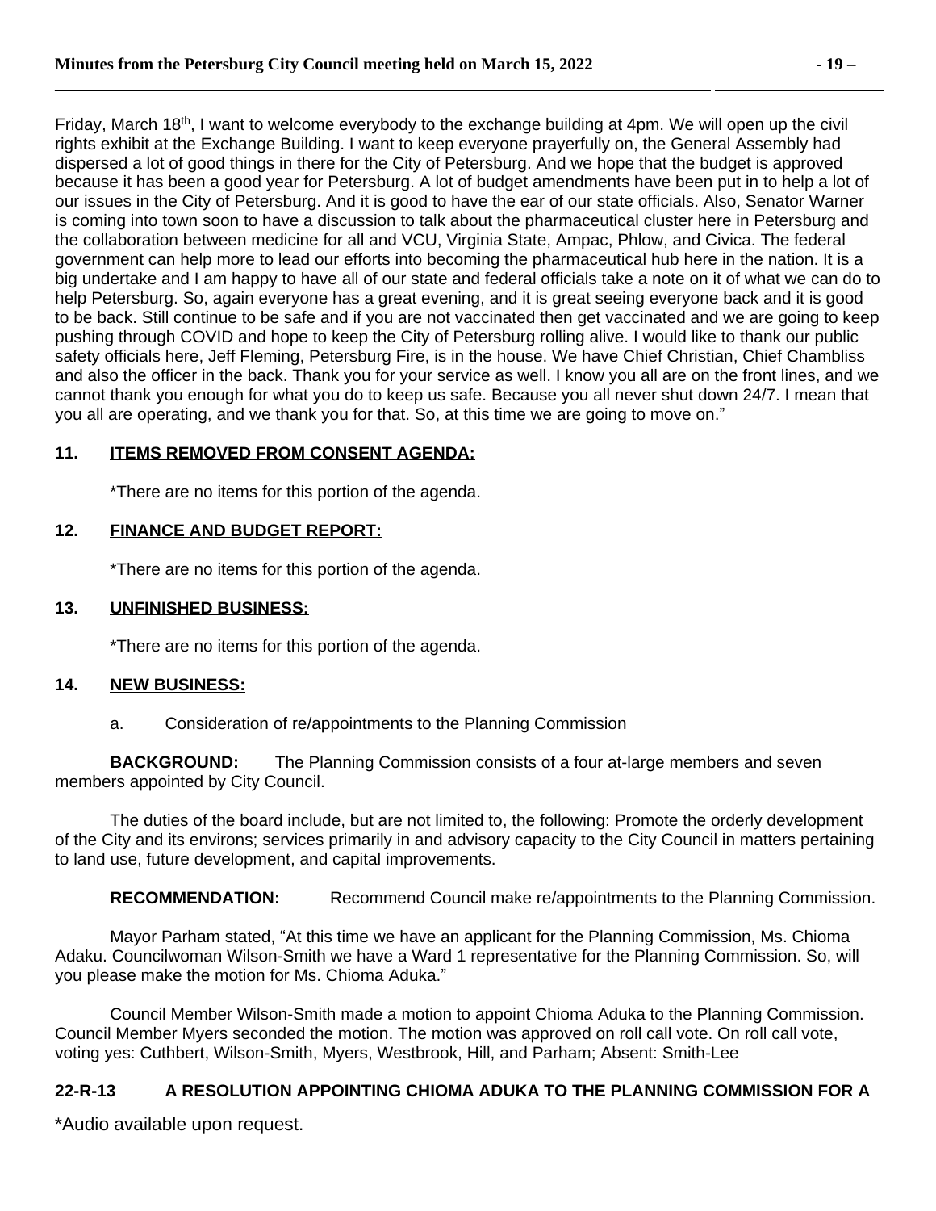Friday, March 18th, I want to welcome everybody to the exchange building at 4pm. We will open up the civil rights exhibit at the Exchange Building. I want to keep everyone prayerfully on, the General Assembly had dispersed a lot of good things in there for the City of Petersburg. And we hope that the budget is approved because it has been a good year for Petersburg. A lot of budget amendments have been put in to help a lot of our issues in the City of Petersburg. And it is good to have the ear of our state officials. Also, Senator Warner is coming into town soon to have a discussion to talk about the pharmaceutical cluster here in Petersburg and the collaboration between medicine for all and VCU, Virginia State, Ampac, Phlow, and Civica. The federal government can help more to lead our efforts into becoming the pharmaceutical hub here in the nation. It is a big undertake and I am happy to have all of our state and federal officials take a note on it of what we can do to help Petersburg. So, again everyone has a great evening, and it is great seeing everyone back and it is good to be back. Still continue to be safe and if you are not vaccinated then get vaccinated and we are going to keep pushing through COVID and hope to keep the City of Petersburg rolling alive. I would like to thank our public safety officials here, Jeff Fleming, Petersburg Fire, is in the house. We have Chief Christian, Chief Chambliss and also the officer in the back. Thank you for your service as well. I know you all are on the front lines, and we cannot thank you enough for what you do to keep us safe. Because you all never shut down 24/7. I mean that you all are operating, and we thank you for that. So, at this time we are going to move on."

## 11. ITEMS REMOVED FROM CONSENT AGENDA:

*There are no items for this portion of the agenda.

## 12. FINANCE AND BUDGET REPORT:

*There are no items for this portion of the agenda.

## 13. UNFINISHED BUSINESS:

*There are no items for this portion of the agenda.

## 14. NEW BUSINESS:

a. Consideration of re/appointments to the Planning Commission

**BACKGROUND:** The Planning Commission consists of a four at-large members and seven members appointed by City Council.

The duties of the board include, but are not limited to, the following: Promote the orderly development of the City and its environs; services primarily in and advisory capacity to the City Council in matters pertaining to land use, future development, and capital improvements.

**RECOMMENDATION:** Recommend Council make re/appointments to the Planning Commission.

Mayor Parham stated, "At this time we have an applicant for the Planning Commission, Ms. Chioma Adaku. Councilwoman Wilson-Smith we have a Ward 1 representative for the Planning Commission. So, will you please make the motion for Ms. Chioma Aduka."

Council Member Wilson-Smith made a motion to appoint Chioma Aduka to the Planning Commission. Council Member Myers seconded the motion. The motion was approved on roll call vote. On roll call vote, voting yes: Cuthbert, Wilson-Smith, Myers, Westbrook, Hill, and Parham; Absent: Smith-Lee

**22-R-13 A RESOLUTION APPOINTING CHIOMA ADUKA TO THE PLANNING COMMISSION FOR A**

*Audio available upon request.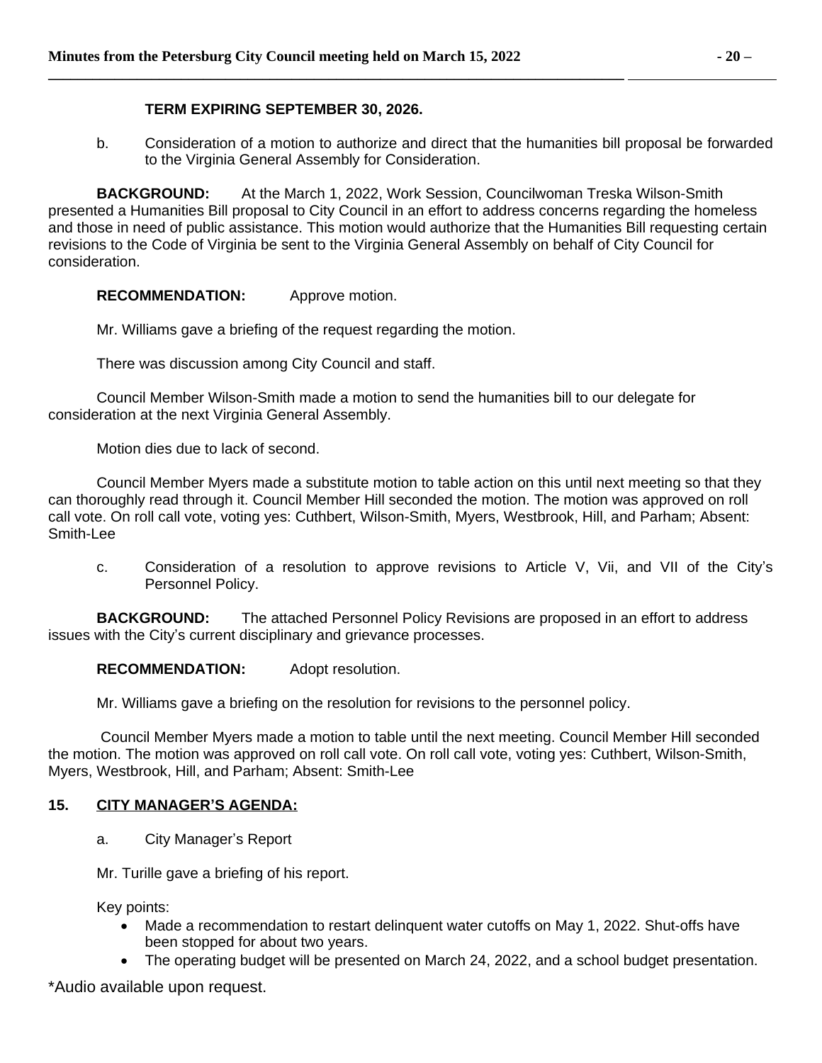**TERM EXPIRING SEPTEMBER 30, 2026.**

b. Consideration of a motion to authorize and direct that the humanities bill proposal be forwarded to the Virginia General Assembly for Consideration.

**BACKGROUND:** At the March 1, 2022, Work Session, Councilwoman Treska Wilson-Smith presented a Humanities Bill proposal to City Council in an effort to address concerns regarding the homeless and those in need of public assistance. This motion would authorize that the Humanities Bill requesting certain revisions to the Code of Virginia be sent to the Virginia General Assembly on behalf of City Council for consideration.

**RECOMMENDATION:** Approve motion.

Mr. Williams gave a briefing of the request regarding the motion.

There was discussion among City Council and staff.

Council Member Wilson-Smith made a motion to send the humanities bill to our delegate for consideration at the next Virginia General Assembly.

Motion dies due to lack of second.

Council Member Myers made a substitute motion to table action on this until next meeting so that they can thoroughly read through it. Council Member Hill seconded the motion. The motion was approved on roll call vote. On roll call vote, voting yes: Cuthbert, Wilson-Smith, Myers, Westbrook, Hill, and Parham; Absent: Smith-Lee

c. Consideration of a resolution to approve revisions to Article V, Vii, and VII of the City's Personnel Policy.

**BACKGROUND:** The attached Personnel Policy Revisions are proposed in an effort to address issues with the City's current disciplinary and grievance processes.

**RECOMMENDATION:** Adopt resolution.

Mr. Williams gave a briefing on the resolution for revisions to the personnel policy.

Council Member Myers made a motion to table until the next meeting. Council Member Hill seconded the motion. The motion was approved on roll call vote. On roll call vote, voting yes: Cuthbert, Wilson-Smith, Myers, Westbrook, Hill, and Parham; Absent: Smith-Lee

**15. CITY MANAGER'S AGENDA:**

a. City Manager's Report

Mr. Turille gave a briefing of his report.

Key points:

- Made a recommendation to restart delinquent water cutoffs on May 1, 2022. Shut-offs have been stopped for about two years.
- The operating budget will be presented on March 24, 2022, and a school budget presentation.

*Audio available upon request.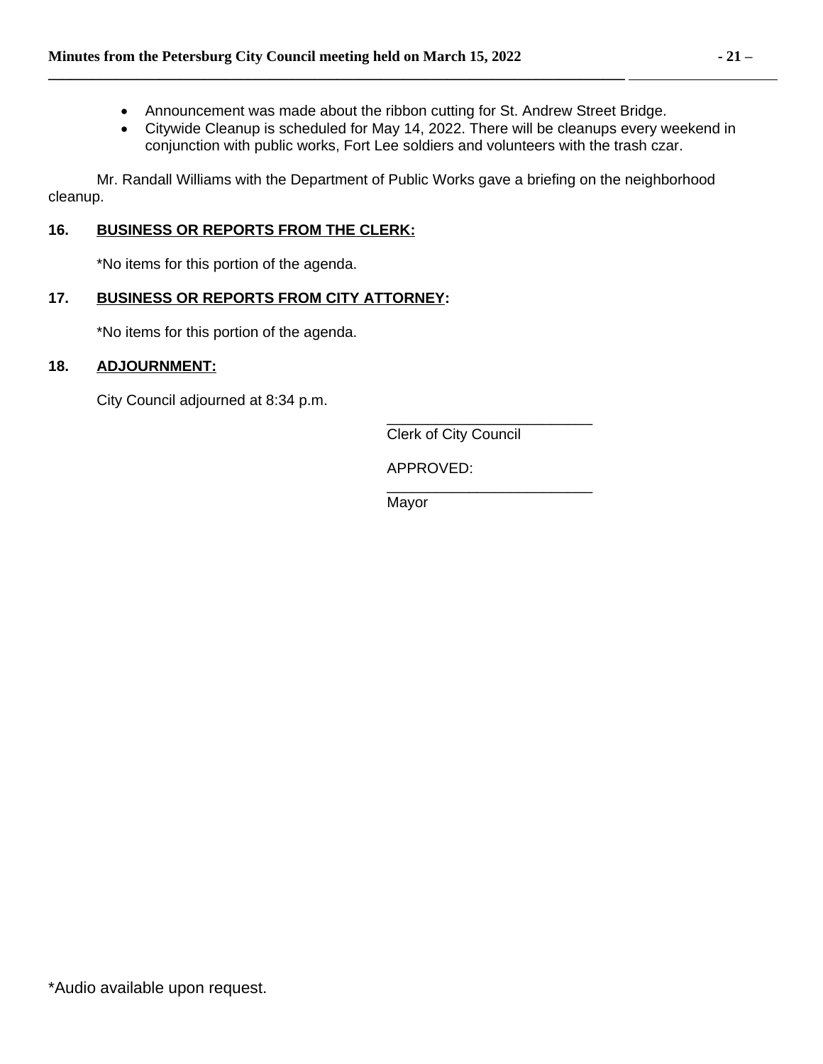- Announcement was made about the ribbon cutting for St. Andrew Street Bridge.
- Citywide Cleanup is scheduled for May 14, 2022. There will be cleanups every weekend in conjunction with public works, Fort Lee soldiers and volunteers with the trash czar.

Mr. Randall Williams with the Department of Public Works gave a briefing on the neighborhood cleanup.

**16. BUSINESS OR REPORTS FROM THE CLERK:**

*No items for this portion of the agenda.

**17. BUSINESS OR REPORTS FROM CITY ATTORNEY:**

*No items for this portion of the agenda.

**18. ADJOURNMENT:**

City Council adjourned at 8:34 p.m.

_________________________
Clerk of City Council

APPROVED:

_________________________
Mayor

*Audio available upon request.